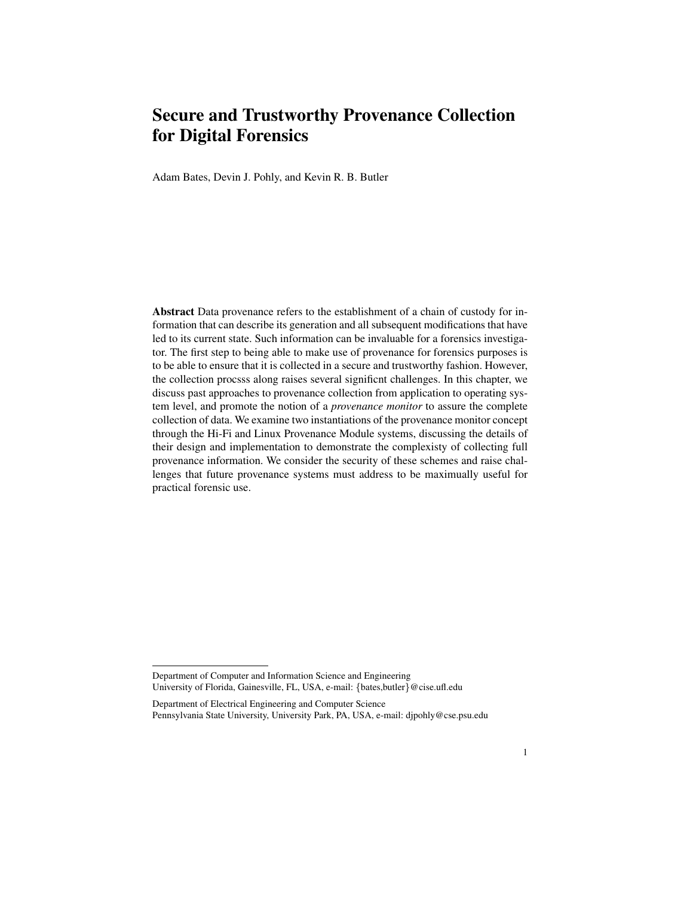# Secure and Trustworthy Provenance Collection for Digital Forensics

Adam Bates, Devin J. Pohly, and Kevin R. B. Butler

**Abstract** Data provenance refers to the establishment of a chain of custody for information that can describe its generation and all subsequent modifications that have led to its current state. Such information can be invaluable for a forensics investigator. The first step to being able to make use of provenance for forensics purposes is to be able to ensure that it is collected in a secure and trustworthy fashion. However, the collection procsss along raises several significnt challenges. In this chapter, we discuss past approaches to provenance collection from application to operating system level, and promote the notion of a *provenance monitor* to assure the complete collection of data. We examine two instantiations of the provenance monitor concept through the Hi-Fi and Linux Provenance Module systems, discussing the details of their design and implementation to demonstrate the complexisty of collecting full provenance information. We consider the security of these schemes and raise challenges that future provenance systems must address to be maximally useful for practical forensic use.

---

Department of Computer and Information Science and Engineering
University of Florida, Gainesville, FL, USA, e-mail: {bates,butler}@cise.ufl.edu

Department of Electrical Engineering and Computer Science
Pennsylvania State University, University Park, PA, USA, e-mail: djpohly@cse.psu.edu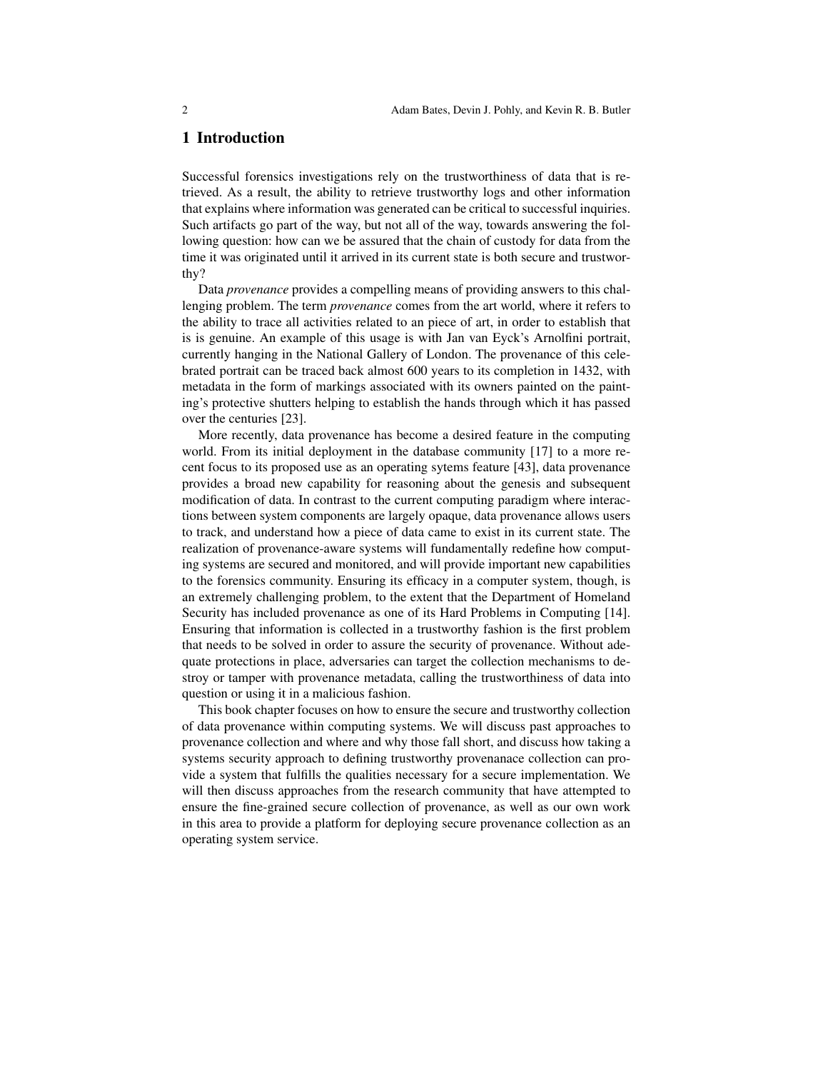# 1 Introduction

Successful forensics investigations rely on the trustworthiness of data that is retrieved. As a result, the ability to retrieve trustworthy logs and other information that explains where information was generated can be critical to successful inquiries. Such artifacts go part of the way, but not all of the way, towards answering the following question: how can we be assured that the chain of custody for data from the time it was originated until it arrived in its current state is both secure and trustworthy?

Data *provenance* provides a compelling means of providing answers to this challenging problem. The term *provenance* comes from the art world, where it refers to the ability to trace all activities related to an piece of art, in order to establish that is is genuine. An example of this usage is with Jan van Eyck's Arnolfini portrait, currently hanging in the National Gallery of London. The provenance of this celebrated portrait can be traced back almost 600 years to its completion in 1432, with metadata in the form of markings associated with its owners painted on the painting's protective shutters helping to establish the hands through which it has passed over the centuries [23].

More recently, data provenance has become a desired feature in the computing world. From its initial deployment in the database community [17] to a more recent focus to its proposed use as an operating sytems feature [43], data provenance provides a broad new capability for reasoning about the genesis and subsequent modification of data. In contrast to the current computing paradigm where interactions between system components are largely opaque, data provenance allows users to track, and understand how a piece of data came to exist in its current state. The realization of provenance-aware systems will fundamentally redefine how computing systems are secured and monitored, and will provide important new capabilities to the forensics community. Ensuring its efficacy in a computer system, though, is an extremely challenging problem, to the extent that the Department of Homeland Security has included provenance as one of its Hard Problems in Computing [14]. Ensuring that information is collected in a trustworthy fashion is the first problem that needs to be solved in order to assure the security of provenance. Without adequate protections in place, adversaries can target the collection mechanisms to destroy or tamper with provenance metadata, calling the trustworthiness of data into question or using it in a malicious fashion.

This book chapter focuses on how to ensure the secure and trustworthy collection of data provenance within computing systems. We will discuss past approaches to provenance collection and where and why those fall short, and discuss how taking a systems security approach to defining trustworthy provenanace collection can provide a system that fulfills the qualities necessary for a secure implementation. We will then discuss approaches from the research community that have attempted to ensure the fine-grained secure collection of provenance, as well as our own work in this area to provide a platform for deploying secure provenance collection as an operating system service.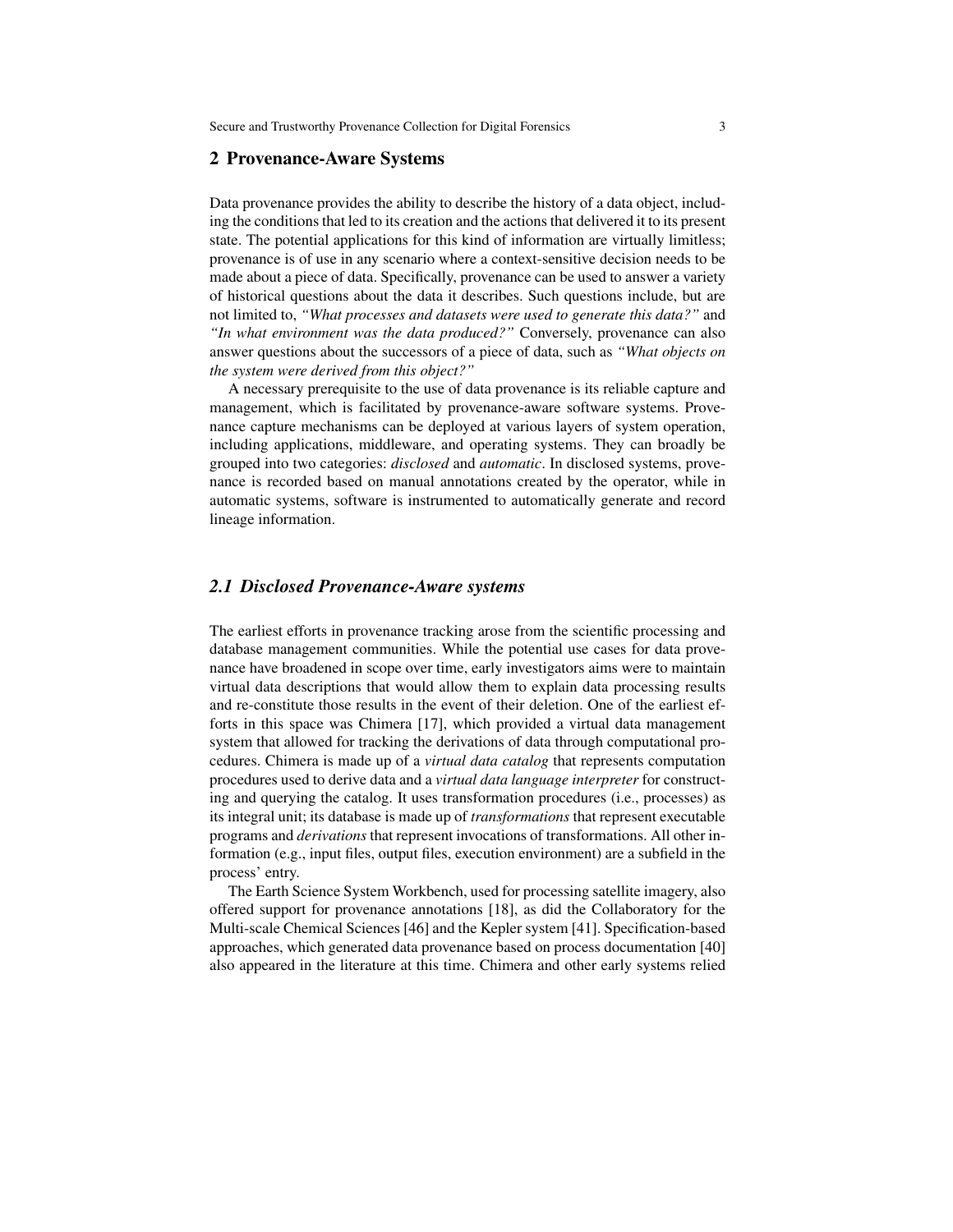## 2 Provenance-Aware Systems

Data provenance provides the ability to describe the history of a data object, including the conditions that led to its creation and the actions that delivered it to its present state. The potential applications for this kind of information are virtually limitless; provenance is of use in any scenario where a context-sensitive decision needs to be made about a piece of data. Specifically, provenance can be used to answer a variety of historical questions about the data it describes. Such questions include, but are not limited to, *"What processes and datasets were used to generate this data?"* and *"In what environment was the data produced?"* Conversely, provenance can also answer questions about the successors of a piece of data, such as *"What objects on the system were derived from this object?"*

A necessary prerequisite to the use of data provenance is its reliable capture and management, which is facilitated by provenance-aware software systems. Provenance capture mechanisms can be deployed at various layers of system operation, including applications, middleware, and operating systems. They can broadly be grouped into two categories: *disclosed* and *automatic*. In disclosed systems, provenance is recorded based on manual annotations created by the operator, while in automatic systems, software is instrumented to automatically generate and record lineage information.

### 2.1 Disclosed Provenance-Aware systems

The earliest efforts in provenance tracking arose from the scientific processing and database management communities. While the potential use cases for data provenance have broadened in scope over time, early investigators aims were to maintain virtual data descriptions that would allow them to explain data processing results and re-constitute those results in the event of their deletion. One of the earliest efforts in this space was Chimera [17], which provided a virtual data management system that allowed for tracking the derivations of data through computational procedures. Chimera is made up of a *virtual data catalog* that represents computation procedures used to derive data and a *virtual data language interpreter* for constructing and querying the catalog. It uses transformation procedures (i.e., processes) as its integral unit; its database is made up of *transformations* that represent executable programs and *derivations* that represent invocations of transformations. All other information (e.g., input files, output files, execution environment) are a subfield in the process' entry.

The Earth Science System Workbench, used for processing satellite imagery, also offered support for provenance annotations [18], as did the Collaboratory for the Multi-scale Chemical Sciences [46] and the Kepler system [41]. Specification-based approaches, which generated data provenance based on process documentation [40] also appeared in the literature at this time. Chimera and other early systems relied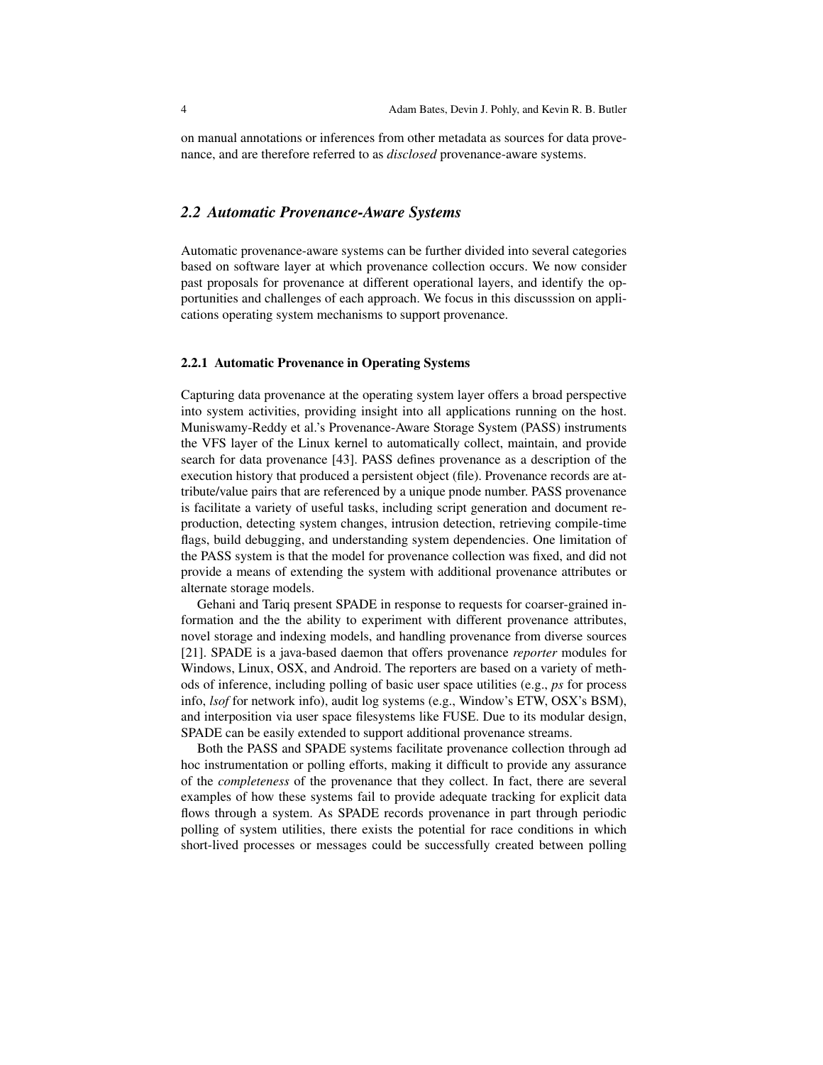on manual annotations or inferences from other metadata as sources for data provenance, and are therefore referred to as *disclosed* provenance-aware systems.

## *2.2 Automatic Provenance-Aware Systems*

Automatic provenance-aware systems can be further divided into several categories based on software layer at which provenance collection occurs. We now consider past proposals for provenance at different operational layers, and identify the opportunities and challenges of each approach. We focus in this discusssion on applications operating system mechanisms to support provenance.

### 2.2.1 Automatic Provenance in Operating Systems

Capturing data provenance at the operating system layer offers a broad perspective into system activities, providing insight into all applications running on the host. Muniswamy-Reddy et al.'s Provenance-Aware Storage System (PASS) instruments the VFS layer of the Linux kernel to automatically collect, maintain, and provide search for data provenance [43]. PASS defines provenance as a description of the execution history that produced a persistent object (file). Provenance records are attribute/value pairs that are referenced by a unique pnode number. PASS provenance is facilitate a variety of useful tasks, including script generation and document reproduction, detecting system changes, intrusion detection, retrieving compile-time flags, build debugging, and understanding system dependencies. One limitation of the PASS system is that the model for provenance collection was fixed, and did not provide a means of extending the system with additional provenance attributes or alternate storage models.

Gehani and Tariq present SPADE in response to requests for coarser-grained information and the the ability to experiment with different provenance attributes, novel storage and indexing models, and handling provenance from diverse sources [21]. SPADE is a java-based daemon that offers provenance *reporter* modules for Windows, Linux, OSX, and Android. The reporters are based on a variety of methods of inference, including polling of basic user space utilities (e.g., *ps* for process info, *lsof* for network info), audit log systems (e.g., Window's ETW, OSX's BSM), and interposition via user space filesystems like FUSE. Due to its modular design, SPADE can be easily extended to support additional provenance streams.

Both the PASS and SPADE systems facilitate provenance collection through ad hoc instrumentation or polling efforts, making it difficult to provide any assurance of the *completeness* of the provenance that they collect. In fact, there are several examples of how these systems fail to provide adequate tracking for explicit data flows through a system. As SPADE records provenance in part through periodic polling of system utilities, there exists the potential for race conditions in which short-lived processes or messages could be successfully created between polling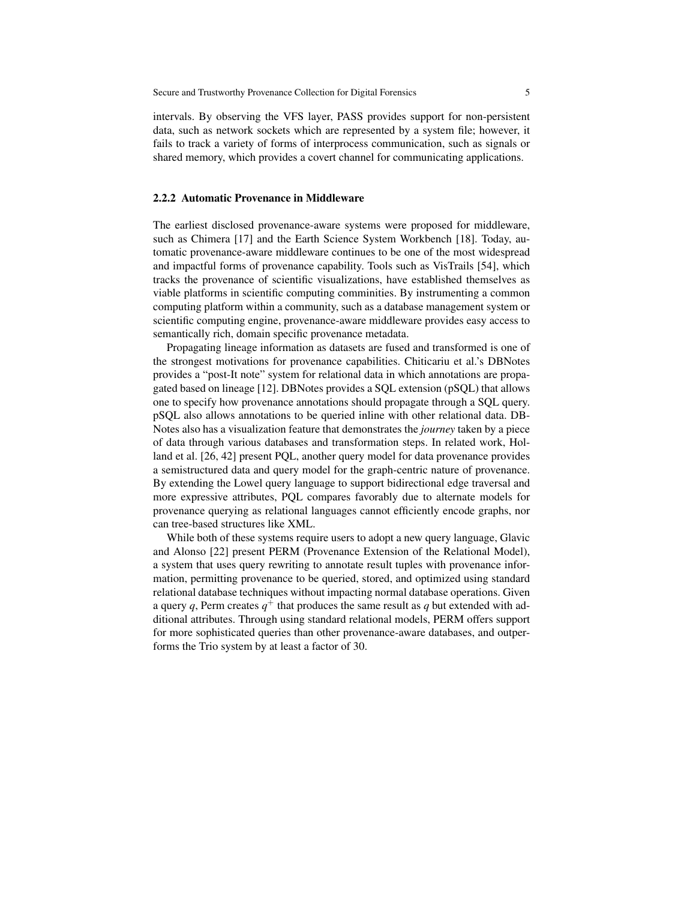intervals. By observing the VFS layer, PASS provides support for non-persistent data, such as network sockets which are represented by a system file; however, it fails to track a variety of forms of interprocess communication, such as signals or shared memory, which provides a covert channel for communicating applications.

### 2.2.2 Automatic Provenance in Middleware

The earliest disclosed provenance-aware systems were proposed for middleware, such as Chimera [17] and the Earth Science System Workbench [18]. Today, automatic provenance-aware middleware continues to be one of the most widespread and impactful forms of provenance capability. Tools such as VisTrails [54], which tracks the provenance of scientific visualizations, have established themselves as viable platforms in scientific computing comminities. By instrumenting a common computing platform within a community, such as a database management system or scientific computing engine, provenance-aware middleware provides easy access to semantically rich, domain specific provenance metadata.

Propagating lineage information as datasets are fused and transformed is one of the strongest motivations for provenance capabilities. Chiticariu et al.'s DBNotes provides a "post-It note" system for relational data in which annotations are propagated based on lineage [12]. DBNotes provides a SQL extension (pSQL) that allows one to specify how provenance annotations should propagate through a SQL query. pSQL also allows annotations to be queried inline with other relational data. DBNotes also has a visualization feature that demonstrates the *journey* taken by a piece of data through various databases and transformation steps. In related work, Holland et al. [26, 42] present PQL, another query model for data provenance provides a semistructured data and query model for the graph-centric nature of provenance. By extending the Lowel query language to support bidirectional edge traversal and more expressive attributes, PQL compares favorably due to alternate models for provenance querying as relational languages cannot efficiently encode graphs, nor can tree-based structures like XML.

While both of these systems require users to adopt a new query language, Glavic and Alonso [22] present PERM (Provenance Extension of the Relational Model), a system that uses query rewriting to annotate result tuples with provenance information, permitting provenance to be queried, stored, and optimized using standard relational database techniques without impacting normal database operations. Given a query $q$, Perm creates $q^{+}$ that produces the same result as $q$ but extended with additional attributes. Through using standard relational models, PERM offers support for more sophisticated queries than other provenance-aware databases, and outperforms the Trio system by at least a factor of 30.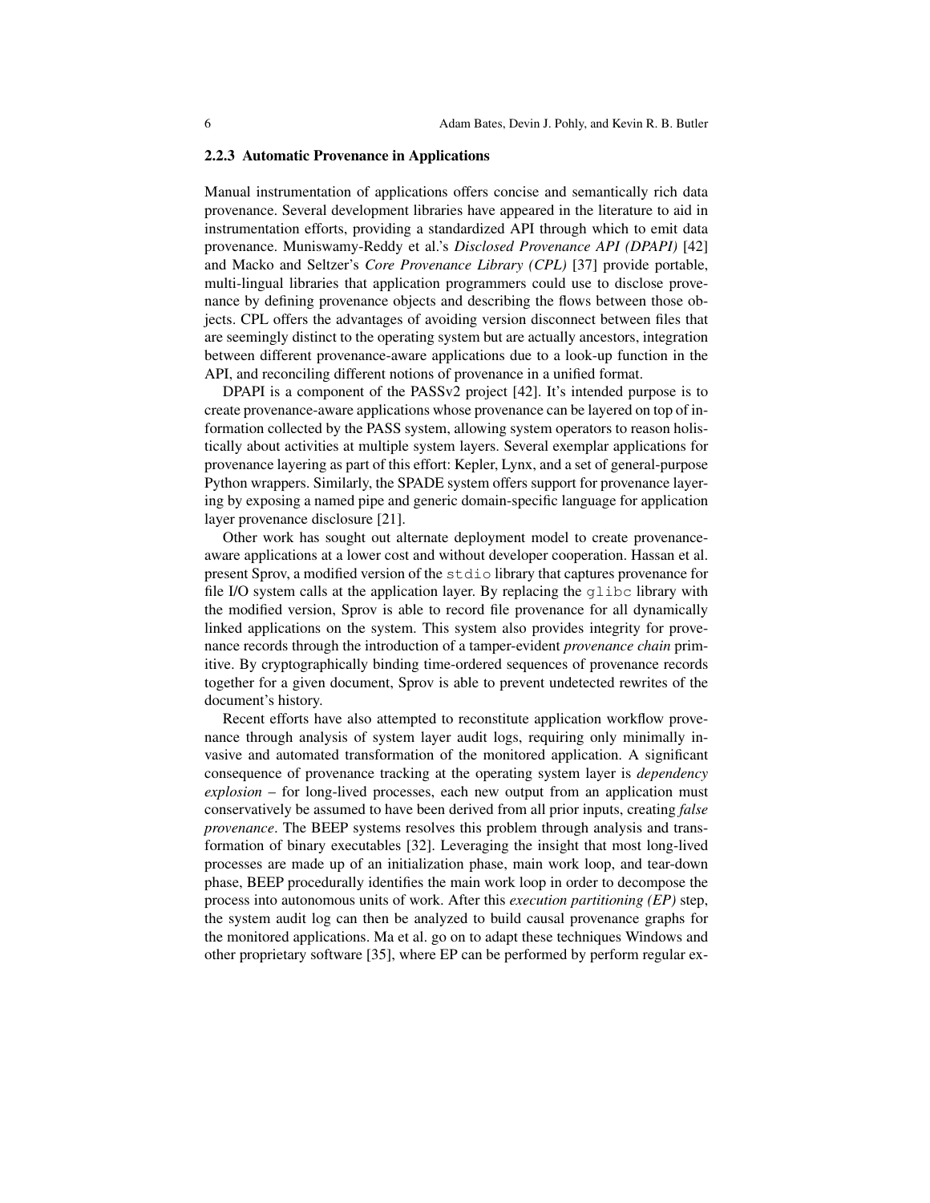### 2.2.3 Automatic Provenance in Applications

Manual instrumentation of applications offers concise and semantically rich data provenance. Several development libraries have appeared in the literature to aid in instrumentation efforts, providing a standardized API through which to emit data provenance. Muniswamy-Reddy et al.'s *Disclosed Provenance API (DPAPI)* [42] and Macko and Seltzer's *Core Provenance Library (CPL)* [37] provide portable, multi-lingual libraries that application programmers could use to disclose provenance by defining provenance objects and describing the flows between those objects. CPL offers the advantages of avoiding version disconnect between files that are seemingly distinct to the operating system but are actually ancestors, integration between different provenance-aware applications due to a look-up function in the API, and reconciling different notions of provenance in a unified format.

DPAPI is a component of the PASSv2 project [42]. It's intended purpose is to create provenance-aware applications whose provenance can be layered on top of information collected by the PASS system, allowing system operators to reason holistically about activities at multiple system layers. Several exemplar applications for provenance layering as part of this effort: Kepler, Lynx, and a set of general-purpose Python wrappers. Similarly, the SPADE system offers support for provenance layering by exposing a named pipe and generic domain-specific language for application layer provenance disclosure [21].

Other work has sought out alternate deployment model to create provenance-aware applications at a lower cost and without developer cooperation. Hassan et al. present Sprov, a modified version of the `stdio` library that captures provenance for file I/O system calls at the application layer. By replacing the `glibc` library with the modified version, Sprov is able to record file provenance for all dynamically linked applications on the system. This system also provides integrity for provenance records through the introduction of a tamper-evident *provenance chain* primitive. By cryptographically binding time-ordered sequences of provenance records together for a given document, Sprov is able to prevent undetected rewrites of the document's history.

Recent efforts have also attempted to reconstitute application workflow provenance through analysis of system layer audit logs, requiring only minimally invasive and automated transformation of the monitored application. A significant consequence of provenance tracking at the operating system layer is *dependency explosion* – for long-lived processes, each new output from an application must conservatively be assumed to have been derived from all prior inputs, creating *false provenance*. The BEEP systems resolves this problem through analysis and transformation of binary executables [32]. Leveraging the insight that most long-lived processes are made up of an initialization phase, main work loop, and tear-down phase, BEEP procedurally identifies the main work loop in order to decompose the process into autonomous units of work. After this *execution partitioning (EP)* step, the system audit log can then be analyzed to build causal provenance graphs for the monitored applications. Ma et al. go on to adapt these techniques Windows and other proprietary software [35], where EP can be performed by perform regular ex-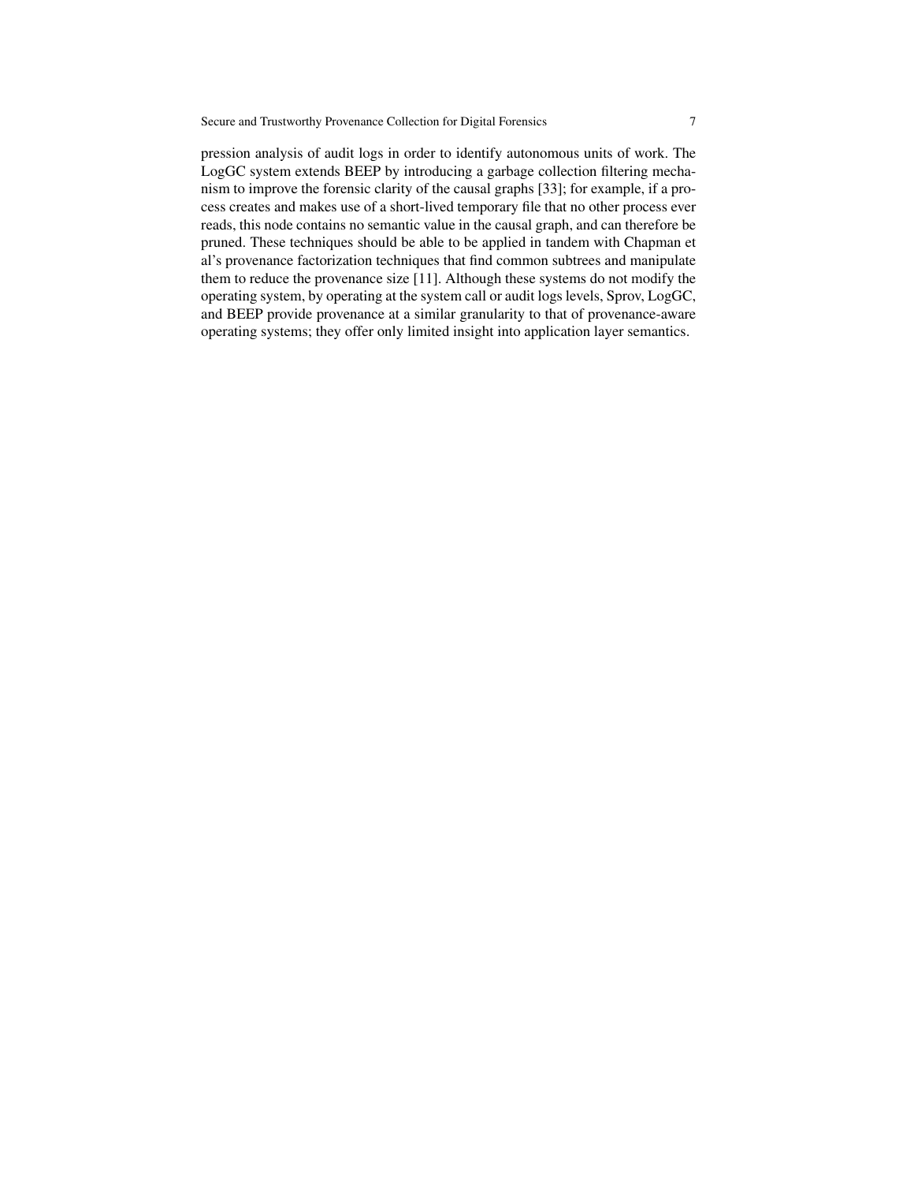pression analysis of audit logs in order to identify autonomous units of work. The LogGC system extends BEEP by introducing a garbage collection filtering mechanism to improve the forensic clarity of the causal graphs [33]; for example, if a process creates and makes use of a short-lived temporary file that no other process ever reads, this node contains no semantic value in the causal graph, and can therefore be pruned. These techniques should be able to be applied in tandem with Chapman et al's provenance factorization techniques that find common subtrees and manipulate them to reduce the provenance size [11]. Although these systems do not modify the operating system, by operating at the system call or audit logs levels, Sprov, LogGC, and BEEP provide provenance at a similar granularity to that of provenance-aware operating systems; they offer only limited insight into application layer semantics.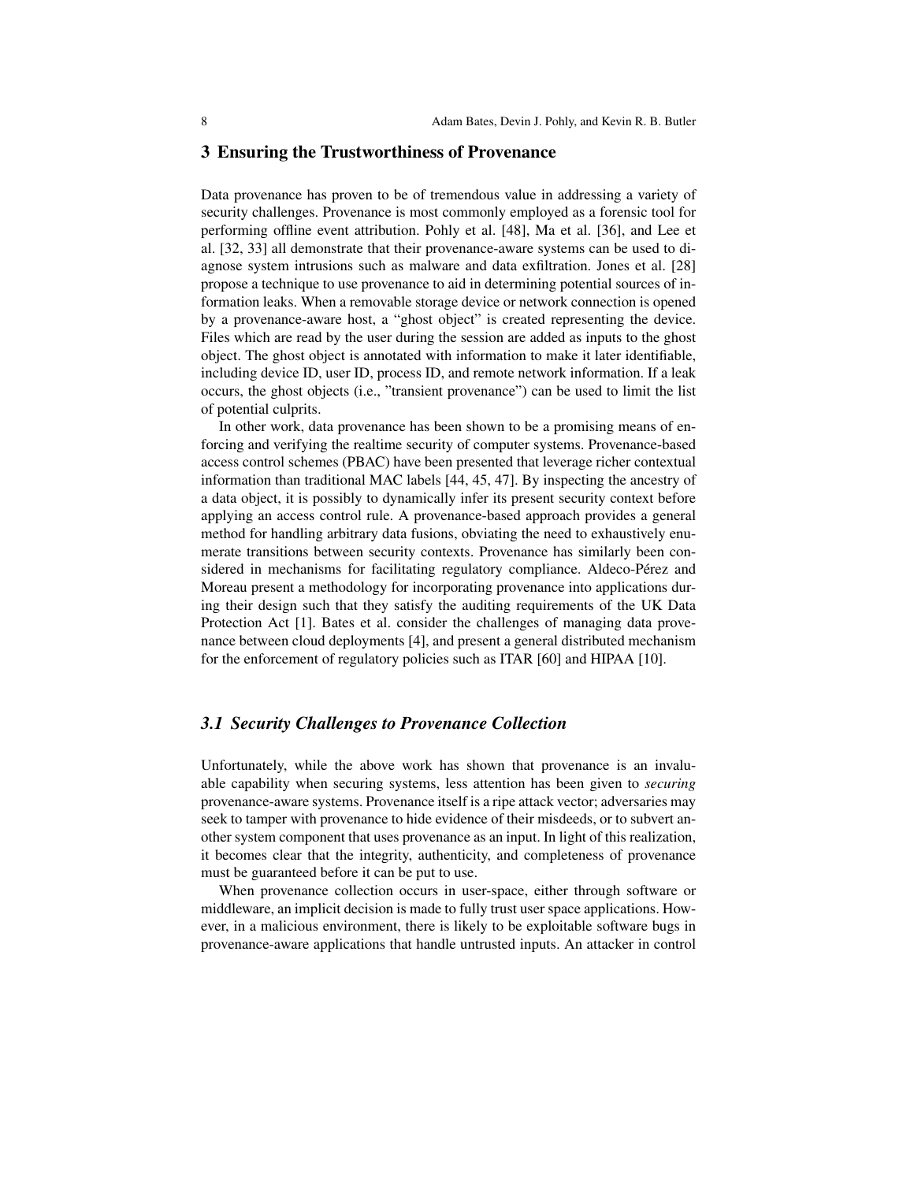## 3 Ensuring the Trustworthiness of Provenance

Data provenance has proven to be of tremendous value in addressing a variety of security challenges. Provenance is most commonly employed as a forensic tool for performing offline event attribution. Pohly et al. [48], Ma et al. [36], and Lee et al. [32, 33] all demonstrate that their provenance-aware systems can be used to diagnose system intrusions such as malware and data exfiltration. Jones et al. [28] propose a technique to use provenance to aid in determining potential sources of information leaks. When a removable storage device or network connection is opened by a provenance-aware host, a "ghost object" is created representing the device. Files which are read by the user during the session are added as inputs to the ghost object. The ghost object is annotated with information to make it later identifiable, including device ID, user ID, process ID, and remote network information. If a leak occurs, the ghost objects (i.e., "transient provenance") can be used to limit the list of potential culprits.

In other work, data provenance has been shown to be a promising means of enforcing and verifying the realtime security of computer systems. Provenance-based access control schemes (PBAC) have been presented that leverage richer contextual information than traditional MAC labels [44, 45, 47]. By inspecting the ancestry of a data object, it is possibly to dynamically infer its present security context before applying an access control rule. A provenance-based approach provides a general method for handling arbitrary data fusions, obviating the need to exhaustively enumerate transitions between security contexts. Provenance has similarly been considered in mechanisms for facilitating regulatory compliance. Aldeco-Pérez and Moreau present a methodology for incorporating provenance into applications during their design such that they satisfy the auditing requirements of the UK Data Protection Act [1]. Bates et al. consider the challenges of managing data provenance between cloud deployments [4], and present a general distributed mechanism for the enforcement of regulatory policies such as ITAR [60] and HIPAA [10].

### *3.1 Security Challenges to Provenance Collection*

Unfortunately, while the above work has shown that provenance is an invaluable capability when securing systems, less attention has been given to *securing* provenance-aware systems. Provenance itself is a ripe attack vector; adversaries may seek to tamper with provenance to hide evidence of their misdeeds, or to subvert another system component that uses provenance as an input. In light of this realization, it becomes clear that the integrity, authenticity, and completeness of provenance must be guaranteed before it can be put to use.

When provenance collection occurs in user-space, either through software or middleware, an implicit decision is made to fully trust user space applications. However, in a malicious environment, there is likely to be exploitable software bugs in provenance-aware applications that handle untrusted inputs. An attacker in control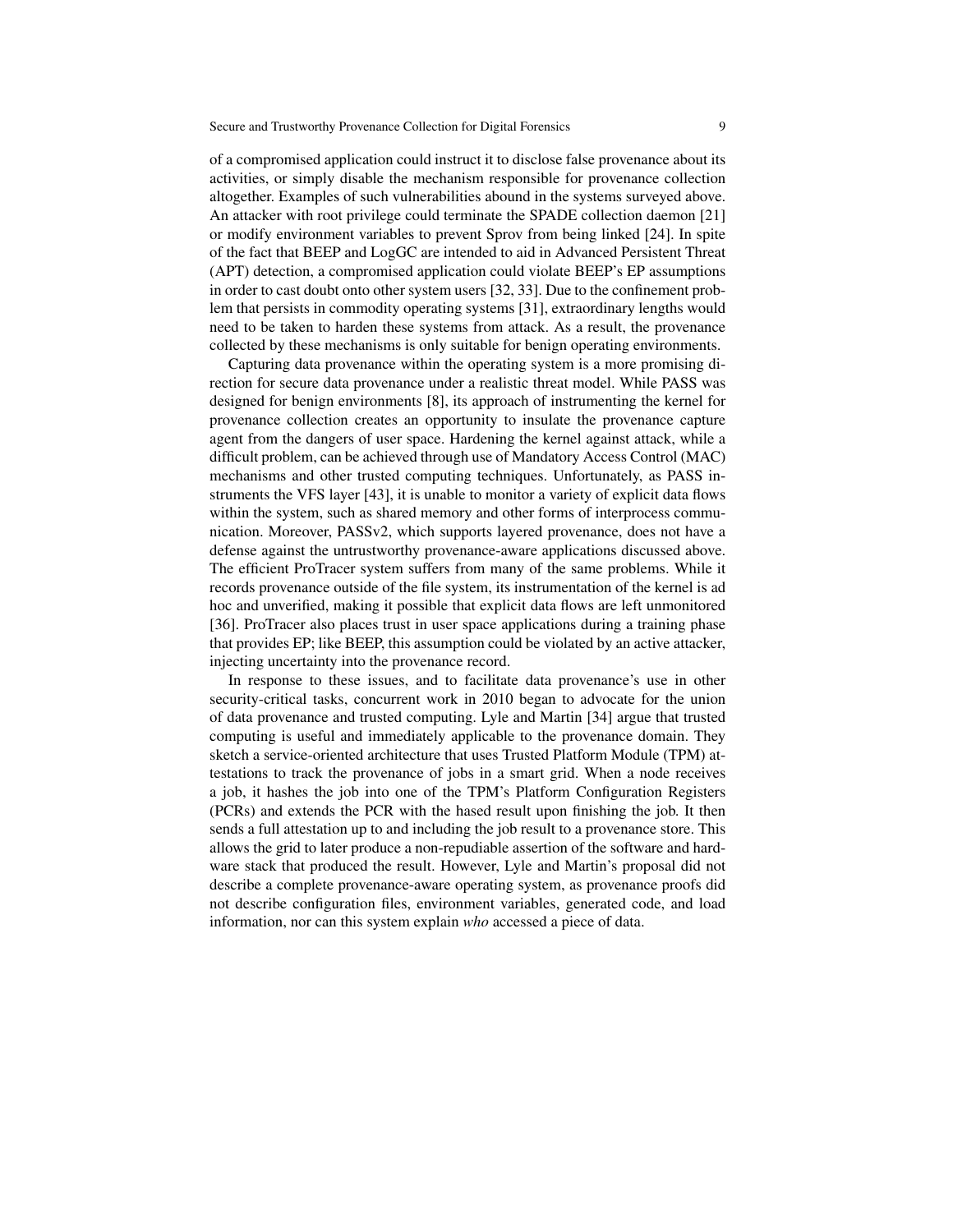of a compromised application could instruct it to disclose false provenance about its activities, or simply disable the mechanism responsible for provenance collection altogether. Examples of such vulnerabilities abound in the systems surveyed above. An attacker with root privilege could terminate the SPADE collection daemon [21] or modify environment variables to prevent Sprov from being linked [24]. In spite of the fact that BEEP and LogGC are intended to aid in Advanced Persistent Threat (APT) detection, a compromised application could violate BEEP's EP assumptions in order to cast doubt onto other system users [32, 33]. Due to the confinement problem that persists in commodity operating systems [31], extraordinary lengths would need to be taken to harden these systems from attack. As a result, the provenance collected by these mechanisms is only suitable for benign operating environments.

Capturing data provenance within the operating system is a more promising direction for secure data provenance under a realistic threat model. While PASS was designed for benign environments [8], its approach of instrumenting the kernel for provenance collection creates an opportunity to insulate the provenance capture agent from the dangers of user space. Hardening the kernel against attack, while a difficult problem, can be achieved through use of Mandatory Access Control (MAC) mechanisms and other trusted computing techniques. Unfortunately, as PASS instruments the VFS layer [43], it is unable to monitor a variety of explicit data flows within the system, such as shared memory and other forms of interprocess communication. Moreover, PASSv2, which supports layered provenance, does not have a defense against the untrustworthy provenance-aware applications discussed above. The efficient ProTracer system suffers from many of the same problems. While it records provenance outside of the file system, its instrumentation of the kernel is ad hoc and unverified, making it possible that explicit data flows are left unmonitored [36]. ProTracer also places trust in user space applications during a training phase that provides EP; like BEEP, this assumption could be violated by an active attacker, injecting uncertainty into the provenance record.

In response to these issues, and to facilitate data provenance's use in other security-critical tasks, concurrent work in 2010 began to advocate for the union of data provenance and trusted computing. Lyle and Martin [34] argue that trusted computing is useful and immediately applicable to the provenance domain. They sketch a service-oriented architecture that uses Trusted Platform Module (TPM) attestations to track the provenance of jobs in a smart grid. When a node receives a job, it hashes the job into one of the TPM's Platform Configuration Registers (PCRs) and extends the PCR with the hased result upon finishing the job. It then sends a full attestation up to and including the job result to a provenance store. This allows the grid to later produce a non-repudiable assertion of the software and hardware stack that produced the result. However, Lyle and Martin's proposal did not describe a complete provenance-aware operating system, as provenance proofs did not describe configuration files, environment variables, generated code, and load information, nor can this system explain *who* accessed a piece of data.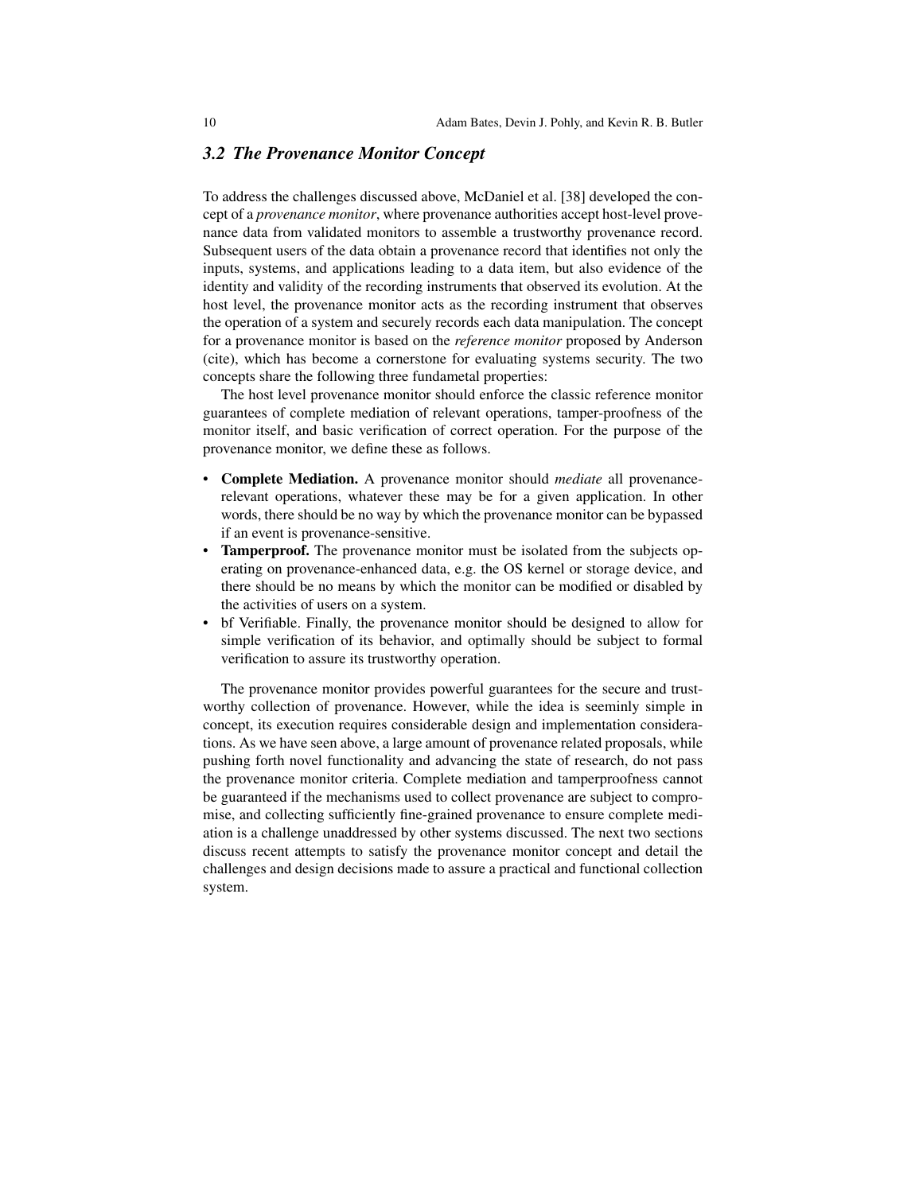### 3.2 The Provenance Monitor Concept

To address the challenges discussed above, McDaniel et al. [38] developed the concept of a *provenance monitor*, where provenance authorities accept host-level provenance data from validated monitors to assemble a trustworthy provenance record. Subsequent users of the data obtain a provenance record that identifies not only the inputs, systems, and applications leading to a data item, but also evidence of the identity and validity of the recording instruments that observed its evolution. At the host level, the provenance monitor acts as the recording instrument that observes the operation of a system and securely records each data manipulation. The concept for a provenance monitor is based on the *reference monitor* proposed by Anderson (cite), which has become a cornerstone for evaluating systems security. The two concepts share the following three fundametal properties:

The host level provenance monitor should enforce the classic reference monitor guarantees of complete mediation of relevant operations, tamper-proofness of the monitor itself, and basic verification of correct operation. For the purpose of the provenance monitor, we define these as follows.

- **Complete Mediation.** A provenance monitor should *mediate* all provenance-relevant operations, whatever these may be for a given application. In other words, there should be no way by which the provenance monitor can be bypassed if an event is provenance-sensitive.
- **Tamperproof.** The provenance monitor must be isolated from the subjects operating on provenance-enhanced data, e.g. the OS kernel or storage device, and there should be no means by which the monitor can be modified or disabled by the activities of users on a system.
- bf Verifiable. Finally, the provenance monitor should be designed to allow for simple verification of its behavior, and optimally should be subject to formal verification to assure its trustworthy operation.

The provenance monitor provides powerful guarantees for the secure and trustworthy collection of provenance. However, while the idea is seeminly simple in concept, its execution requires considerable design and implementation considerations. As we have seen above, a large amount of provenance related proposals, while pushing forth novel functionality and advancing the state of research, do not pass the provenance monitor criteria. Complete mediation and tamperproofness cannot be guaranteed if the mechanisms used to collect provenance are subject to compromise, and collecting sufficiently fine-grained provenance to ensure complete mediation is a challenge unaddressed by other systems discussed. The next two sections discuss recent attempts to satisfy the provenance monitor concept and detail the challenges and design decisions made to assure a practical and functional collection system.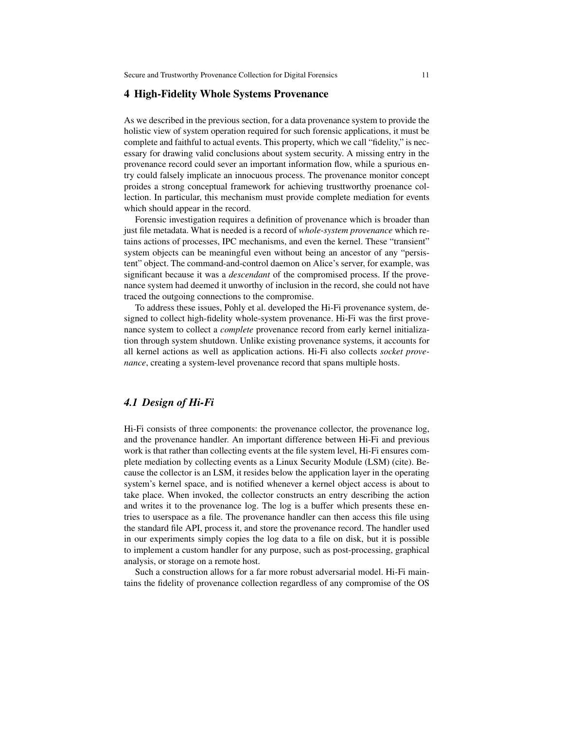## 4 High-Fidelity Whole Systems Provenance

As we described in the previous section, for a data provenance system to provide the holistic view of system operation required for such forensic applications, it must be complete and faithful to actual events. This property, which we call "fidelity," is necessary for drawing valid conclusions about system security. A missing entry in the provenance record could sever an important information flow, while a spurious entry could falsely implicate an innocuous process. The provenance monitor concept proides a strong conceptual framework for achieving trusttworthy proenance collection. In particular, this mechanism must provide complete mediation for events which should appear in the record.

Forensic investigation requires a definition of provenance which is broader than just file metadata. What is needed is a record of *whole-system provenance* which retains actions of processes, IPC mechanisms, and even the kernel. These "transient" system objects can be meaningful even without being an ancestor of any "persistent" object. The command-and-control daemon on Alice's server, for example, was significant because it was a *descendant* of the compromised process. If the provenance system had deemed it unworthy of inclusion in the record, she could not have traced the outgoing connections to the compromise.

To address these issues, Pohly et al. developed the Hi-Fi provenance system, designed to collect high-fidelity whole-system provenance. Hi-Fi was the first provenance system to collect a *complete* provenance record from early kernel initialization through system shutdown. Unlike existing provenance systems, it accounts for all kernel actions as well as application actions. Hi-Fi also collects *socket provenance*, creating a system-level provenance record that spans multiple hosts.

### *4.1 Design of Hi-Fi*

Hi-Fi consists of three components: the provenance collector, the provenance log, and the provenance handler. An important difference between Hi-Fi and previous work is that rather than collecting events at the file system level, Hi-Fi ensures complete mediation by collecting events as a Linux Security Module (LSM) (cite). Because the collector is an LSM, it resides below the application layer in the operating system's kernel space, and is notified whenever a kernel object access is about to take place. When invoked, the collector constructs an entry describing the action and writes it to the provenance log. The log is a buffer which presents these entries to userspace as a file. The provenance handler can then access this file using the standard file API, process it, and store the provenance record. The handler used in our experiments simply copies the log data to a file on disk, but it is possible to implement a custom handler for any purpose, such as post-processing, graphical analysis, or storage on a remote host.

Such a construction allows for a far more robust adversarial model. Hi-Fi maintains the fidelity of provenance collection regardless of any compromise of the OS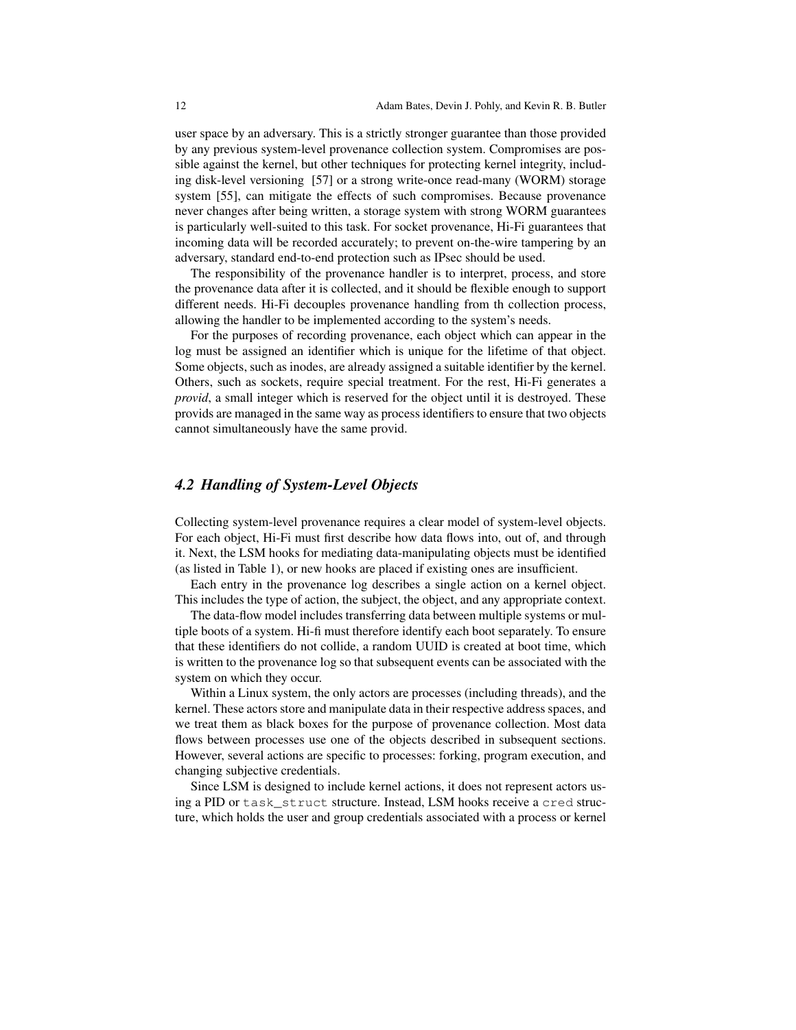user space by an adversary. This is a strictly stronger guarantee than those provided by any previous system-level provenance collection system. Compromises are possible against the kernel, but other techniques for protecting kernel integrity, including disk-level versioning [57] or a strong write-once read-many (WORM) storage system [55], can mitigate the effects of such compromises. Because provenance never changes after being written, a storage system with strong WORM guarantees is particularly well-suited to this task. For socket provenance, Hi-Fi guarantees that incoming data will be recorded accurately; to prevent on-the-wire tampering by an adversary, standard end-to-end protection such as IPsec should be used.

The responsibility of the provenance handler is to interpret, process, and store the provenance data after it is collected, and it should be flexible enough to support different needs. Hi-Fi decouples provenance handling from th collection process, allowing the handler to be implemented according to the system's needs.

For the purposes of recording provenance, each object which can appear in the log must be assigned an identifier which is unique for the lifetime of that object. Some objects, such as inodes, are already assigned a suitable identifier by the kernel. Others, such as sockets, require special treatment. For the rest, Hi-Fi generates a *provid*, a small integer which is reserved for the object until it is destroyed. These provids are managed in the same way as process identifiers to ensure that two objects cannot simultaneously have the same provid.

### 4.2 Handling of System-Level Objects

Collecting system-level provenance requires a clear model of system-level objects. For each object, Hi-Fi must first describe how data flows into, out of, and through it. Next, the LSM hooks for mediating data-manipulating objects must be identified (as listed in Table 1), or new hooks are placed if existing ones are insufficient.

Each entry in the provenance log describes a single action on a kernel object. This includes the type of action, the subject, the object, and any appropriate context.

The data-flow model includes transferring data between multiple systems or multiple boots of a system. Hi-fi must therefore identify each boot separately. To ensure that these identifiers do not collide, a random UUID is created at boot time, which is written to the provenance log so that subsequent events can be associated with the system on which they occur.

Within a Linux system, the only actors are processes (including threads), and the kernel. These actors store and manipulate data in their respective address spaces, and we treat them as black boxes for the purpose of provenance collection. Most data flows between processes use one of the objects described in subsequent sections. However, several actions are specific to processes: forking, program execution, and changing subjective credentials.

Since LSM is designed to include kernel actions, it does not represent actors using a PID or `task_struct` structure. Instead, LSM hooks receive a `cred` structure, which holds the user and group credentials associated with a process or kernel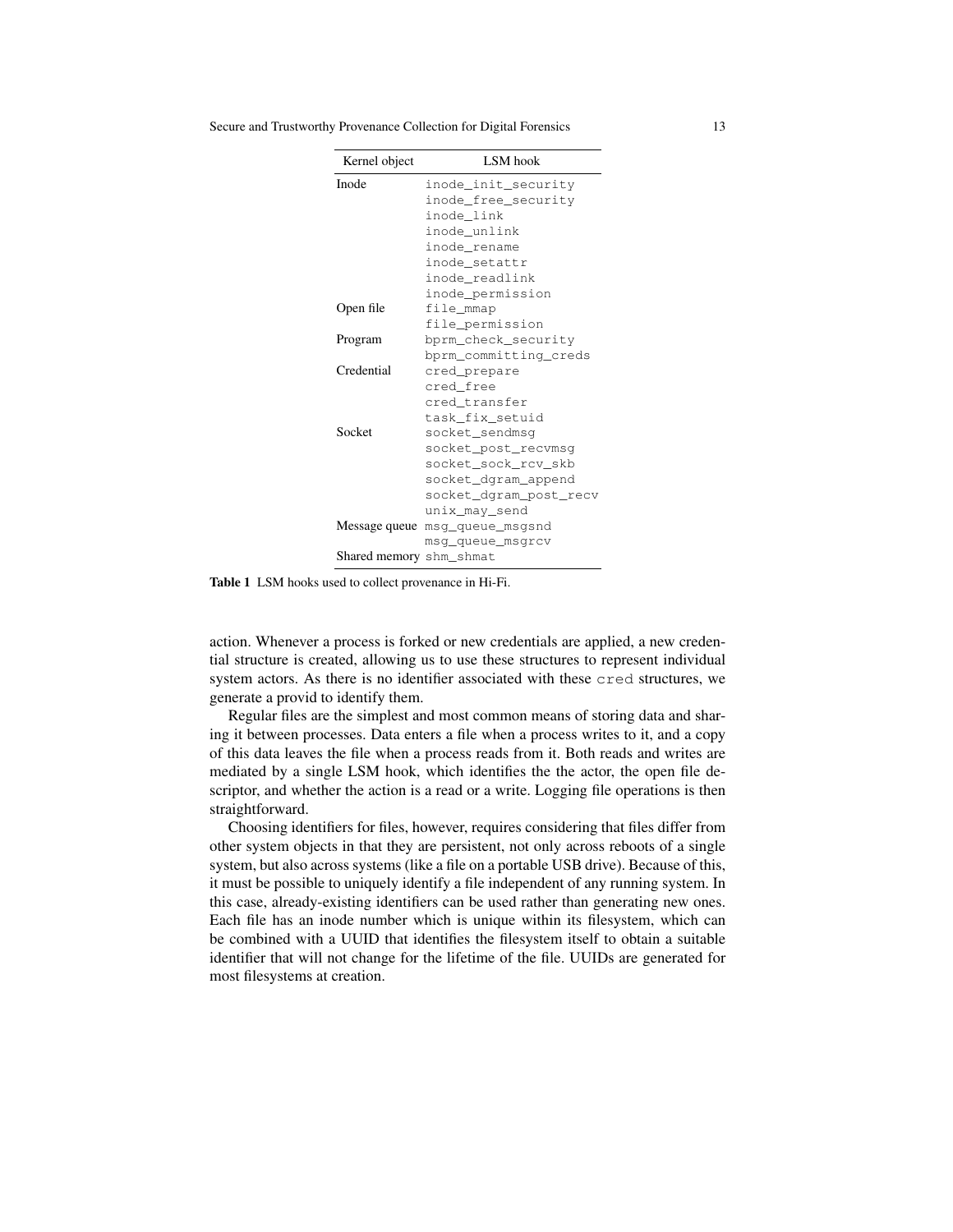| Kernel object | LSM hook |
|---|---|
| Inode | inode_init_security |
| | inode_free_security |
| | inode_link |
| | inode_unlink |
| | inode_rename |
| | inode_setattr |
| | inode_readlink |
| | inode_permission |
| Open file | file_mmap |
| | file_permission |
| Program | bprm_check_security |
| | bprm_committing_creds |
| Credential | cred_prepare |
| | cred_free |
| | cred_transfer |
| | task_fix_setuid |
| Socket | socket_sendmsg |
| | socket_post_recvmsg |
| | socket_sock_rcv_skb |
| | socket_dgram_append |
| | socket_dgram_post_recv |
| | unix_may_send |
| Message queue | msg_queue_msgsnd |
| | msg_queue_msgrcv |
| Shared memory | shm_shmat |

**Table 1** LSM hooks used to collect provenance in Hi-Fi.

action. Whenever a process is forked or new credentials are applied, a new credential structure is created, allowing us to use these structures to represent individual system actors. As there is no identifier associated with these `cred` structures, we generate a provid to identify them.

Regular files are the simplest and most common means of storing data and sharing it between processes. Data enters a file when a process writes to it, and a copy of this data leaves the file when a process reads from it. Both reads and writes are mediated by a single LSM hook, which identifies the the actor, the open file descriptor, and whether the action is a read or a write. Logging file operations is then straightforward.

Choosing identifiers for files, however, requires considering that files differ from other system objects in that they are persistent, not only across reboots of a single system, but also across systems (like a file on a portable USB drive). Because of this, it must be possible to uniquely identify a file independent of any running system. In this case, already-existing identifiers can be used rather than generating new ones. Each file has an inode number which is unique within its filesystem, which can be combined with a UUID that identifies the filesystem itself to obtain a suitable identifier that will not change for the lifetime of the file. UUIDs are generated for most filesystems at creation.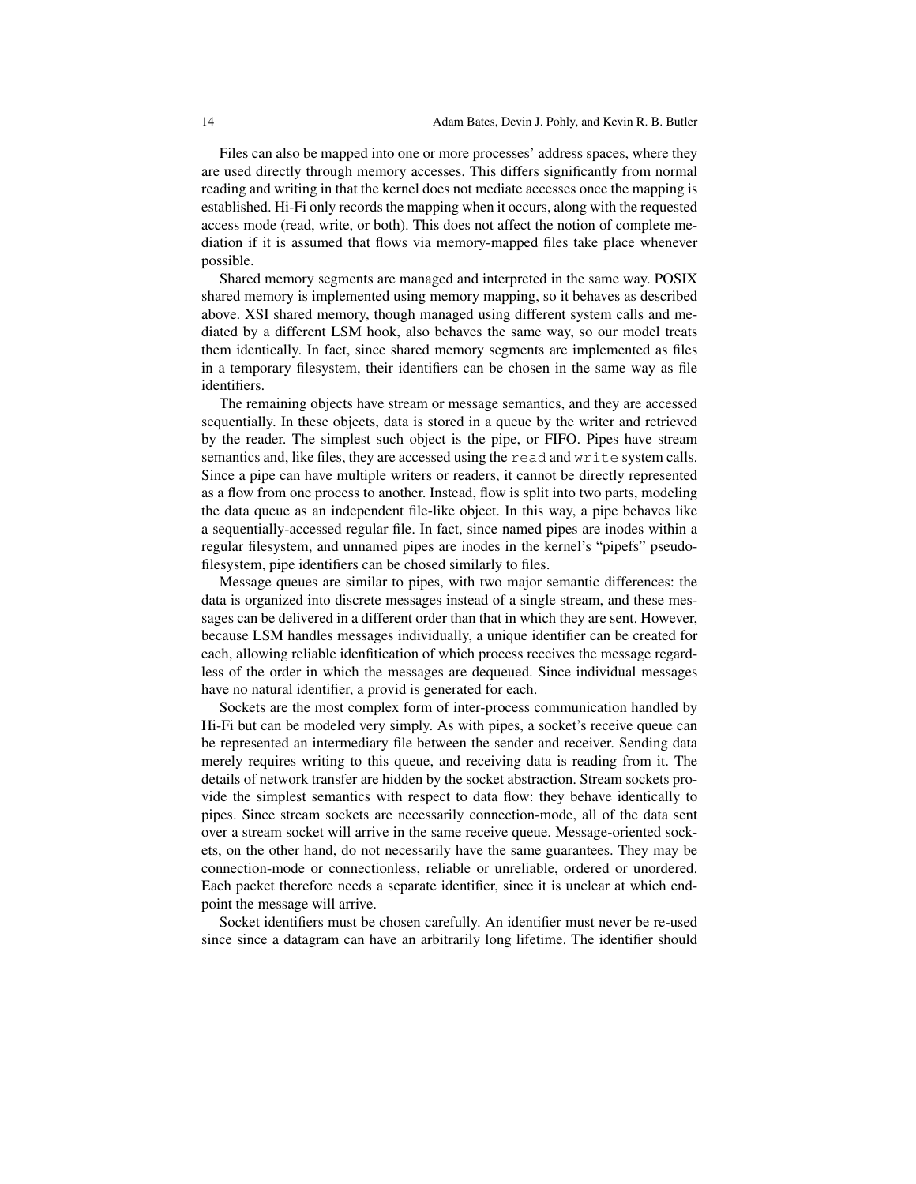Files can also be mapped into one or more processes' address spaces, where they are used directly through memory accesses. This differs significantly from normal reading and writing in that the kernel does not mediate accesses once the mapping is established. Hi-Fi only records the mapping when it occurs, along with the requested access mode (read, write, or both). This does not affect the notion of complete mediation if it is assumed that flows via memory-mapped files take place whenever possible.

Shared memory segments are managed and interpreted in the same way. POSIX shared memory is implemented using memory mapping, so it behaves as described above. XSI shared memory, though managed using different system calls and mediated by a different LSM hook, also behaves the same way, so our model treats them identically. In fact, since shared memory segments are implemented as files in a temporary filesystem, their identifiers can be chosen in the same way as file identifiers.

The remaining objects have stream or message semantics, and they are accessed sequentially. In these objects, data is stored in a queue by the writer and retrieved by the reader. The simplest such object is the pipe, or FIFO. Pipes have stream semantics and, like files, they are accessed using the `read` and `write` system calls. Since a pipe can have multiple writers or readers, it cannot be directly represented as a flow from one process to another. Instead, flow is split into two parts, modeling the data queue as an independent file-like object. In this way, a pipe behaves like a sequentially-accessed regular file. In fact, since named pipes are inodes within a regular filesystem, and unnamed pipes are inodes in the kernel's "pipefs" pseudo-filesystem, pipe identifiers can be chosed similarly to files.

Message queues are similar to pipes, with two major semantic differences: the data is organized into discrete messages instead of a single stream, and these messages can be delivered in a different order than that in which they are sent. However, because LSM handles messages individually, a unique identifier can be created for each, allowing reliable idenfitication of which process receives the message regardless of the order in which the messages are dequeued. Since individual messages have no natural identifier, a provid is generated for each.

Sockets are the most complex form of inter-process communication handled by Hi-Fi but can be modeled very simply. As with pipes, a socket's receive queue can be represented an intermediary file between the sender and receiver. Sending data merely requires writing to this queue, and receiving data is reading from it. The details of network transfer are hidden by the socket abstraction. Stream sockets provide the simplest semantics with respect to data flow: they behave identically to pipes. Since stream sockets are necessarily connection-mode, all of the data sent over a stream socket will arrive in the same receive queue. Message-oriented sockets, on the other hand, do not necessarily have the same guarantees. They may be connection-mode or connectionless, reliable or unreliable, ordered or unordered. Each packet therefore needs a separate identifier, since it is unclear at which endpoint the message will arrive.

Socket identifiers must be chosen carefully. An identifier must never be re-used since since a datagram can have an arbitrarily long lifetime. The identifier should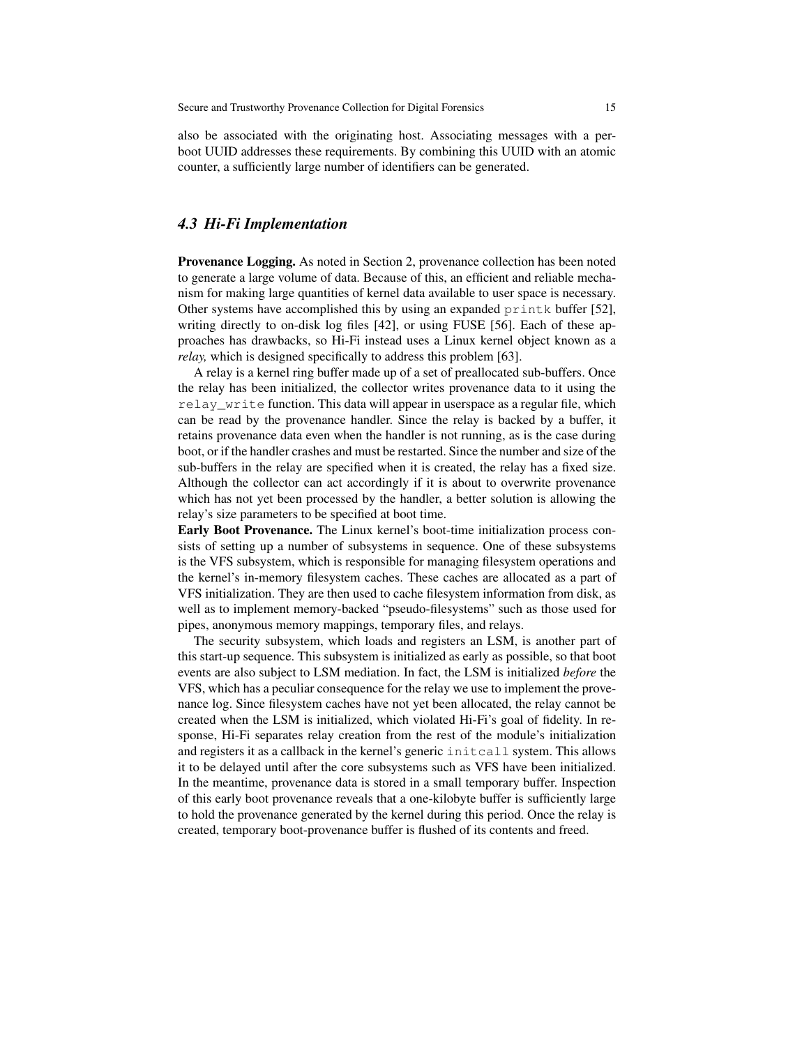also be associated with the originating host. Associating messages with a per-boot UUID addresses these requirements. By combining this UUID with an atomic counter, a sufficiently large number of identifiers can be generated.

### *4.3 Hi-Fi Implementation*

**Provenance Logging.** As noted in Section 2, provenance collection has been noted to generate a large volume of data. Because of this, an efficient and reliable mechanism for making large quantities of kernel data available to user space is necessary. Other systems have accomplished this by using an expanded `printk` buffer [52], writing directly to on-disk log files [42], or using FUSE [56]. Each of these approaches has drawbacks, so Hi-Fi instead uses a Linux kernel object known as a *relay,* which is designed specifically to address this problem [63].

A relay is a kernel ring buffer made up of a set of preallocated sub-buffers. Once the relay has been initialized, the collector writes provenance data to it using the `relay_write` function. This data will appear in userspace as a regular file, which can be read by the provenance handler. Since the relay is backed by a buffer, it retains provenance data even when the handler is not running, as is the case during boot, or if the handler crashes and must be restarted. Since the number and size of the sub-buffers in the relay are specified when it is created, the relay has a fixed size. Although the collector can act accordingly if it is about to overwrite provenance which has not yet been processed by the handler, a better solution is allowing the relay's size parameters to be specified at boot time.

**Early Boot Provenance.** The Linux kernel's boot-time initialization process consists of setting up a number of subsystems in sequence. One of these subsystems is the VFS subsystem, which is responsible for managing filesystem operations and the kernel's in-memory filesystem caches. These caches are allocated as a part of VFS initialization. They are then used to cache filesystem information from disk, as well as to implement memory-backed "pseudo-filesystems" such as those used for pipes, anonymous memory mappings, temporary files, and relays.

The security subsystem, which loads and registers an LSM, is another part of this start-up sequence. This subsystem is initialized as early as possible, so that boot events are also subject to LSM mediation. In fact, the LSM is initialized *before* the VFS, which has a peculiar consequence for the relay we use to implement the provenance log. Since filesystem caches have not yet been allocated, the relay cannot be created when the LSM is initialized, which violated Hi-Fi's goal of fidelity. In response, Hi-Fi separates relay creation from the rest of the module's initialization and registers it as a callback in the kernel's generic `initcall` system. This allows it to be delayed until after the core subsystems such as VFS have been initialized. In the meantime, provenance data is stored in a small temporary buffer. Inspection of this early boot provenance reveals that a one-kilobyte buffer is sufficiently large to hold the provenance generated by the kernel during this period. Once the relay is created, temporary boot-provenance buffer is flushed of its contents and freed.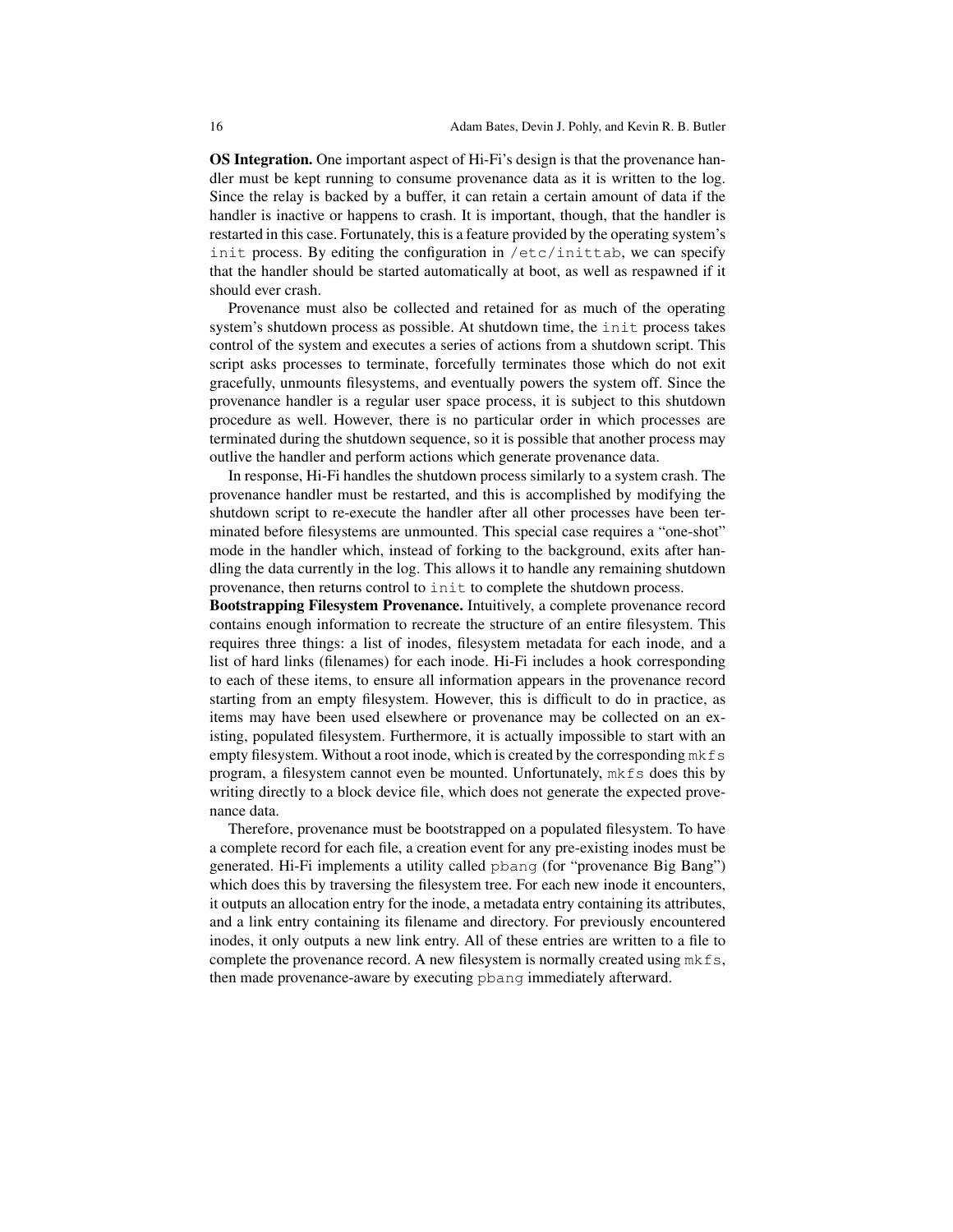**OS Integration.** One important aspect of Hi-Fi's design is that the provenance handler must be kept running to consume provenance data as it is written to the log. Since the relay is backed by a buffer, it can retain a certain amount of data if the handler is inactive or happens to crash. It is important, though, that the handler is restarted in this case. Fortunately, this is a feature provided by the operating system's `init` process. By editing the configuration in `/etc/inittab`, we can specify that the handler should be started automatically at boot, as well as respawned if it should ever crash.

Provenance must also be collected and retained for as much of the operating system's shutdown process as possible. At shutdown time, the `init` process takes control of the system and executes a series of actions from a shutdown script. This script asks processes to terminate, forcefully terminates those which do not exit gracefully, unmounts filesystems, and eventually powers the system off. Since the provenance handler is a regular user space process, it is subject to this shutdown procedure as well. However, there is no particular order in which processes are terminated during the shutdown sequence, so it is possible that another process may outlive the handler and perform actions which generate provenance data.

In response, Hi-Fi handles the shutdown process similarly to a system crash. The provenance handler must be restarted, and this is accomplished by modifying the shutdown script to re-execute the handler after all other processes have been terminated before filesystems are unmounted. This special case requires a "one-shot" mode in the handler which, instead of forking to the background, exits after handling the data currently in the log. This allows it to handle any remaining shutdown provenance, then returns control to `init` to complete the shutdown process.

**Bootstrapping Filesystem Provenance.** Intuitively, a complete provenance record contains enough information to recreate the structure of an entire filesystem. This requires three things: a list of inodes, filesystem metadata for each inode, and a list of hard links (filenames) for each inode. Hi-Fi includes a hook corresponding to each of these items, to ensure all information appears in the provenance record starting from an empty filesystem. However, this is difficult to do in practice, as items may have been used elsewhere or provenance may be collected on an existing, populated filesystem. Furthermore, it is actually impossible to start with an empty filesystem. Without a root inode, which is created by the corresponding `mkfs` program, a filesystem cannot even be mounted. Unfortunately, `mkfs` does this by writing directly to a block device file, which does not generate the expected provenance data.

Therefore, provenance must be bootstrapped on a populated filesystem. To have a complete record for each file, a creation event for any pre-existing inodes must be generated. Hi-Fi implements a utility called `pbang` (for "provenance Big Bang") which does this by traversing the filesystem tree. For each new inode it encounters, it outputs an allocation entry for the inode, a metadata entry containing its attributes, and a link entry containing its filename and directory. For previously encountered inodes, it only outputs a new link entry. All of these entries are written to a file to complete the provenance record. A new filesystem is normally created using `mkfs`, then made provenance-aware by executing `pbang` immediately afterward.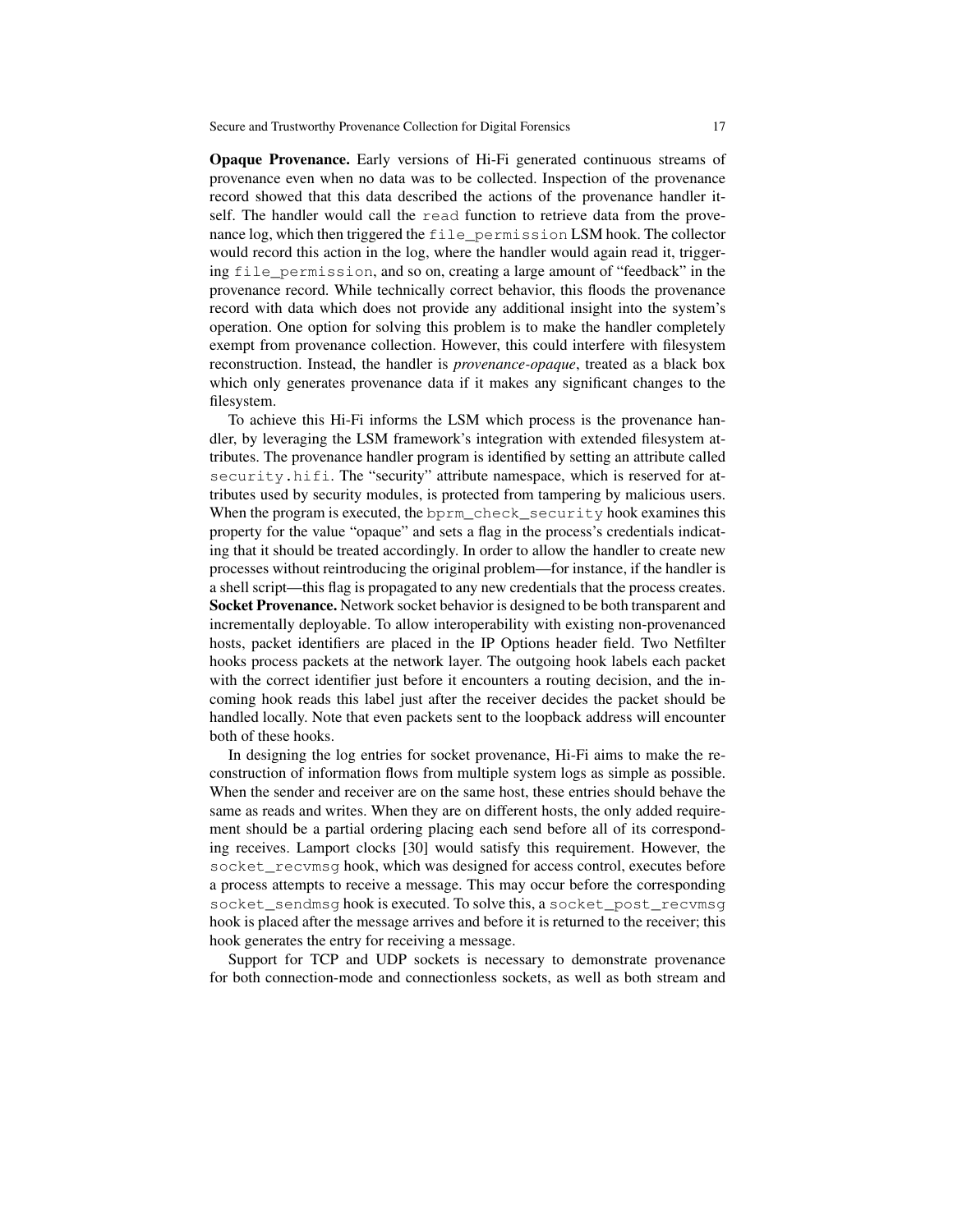**Opaque Provenance.** Early versions of Hi-Fi generated continuous streams of provenance even when no data was to be collected. Inspection of the provenance record showed that this data described the actions of the provenance handler itself. The handler would call the `read` function to retrieve data from the provenance log, which then triggered the `file_permission` LSM hook. The collector would record this action in the log, where the handler would again read it, triggering `file_permission`, and so on, creating a large amount of "feedback" in the provenance record. While technically correct behavior, this floods the provenance record with data which does not provide any additional insight into the system's operation. One option for solving this problem is to make the handler completely exempt from provenance collection. However, this could interfere with filesystem reconstruction. Instead, the handler is *provenance-opaque*, treated as a black box which only generates provenance data if it makes any significant changes to the filesystem.

To achieve this Hi-Fi informs the LSM which process is the provenance handler, by leveraging the LSM framework's integration with extended filesystem attributes. The provenance handler program is identified by setting an attribute called `security.hifi`. The "security" attribute namespace, which is reserved for attributes used by security modules, is protected from tampering by malicious users. When the program is executed, the `bprm_check_security` hook examines this property for the value "opaque" and sets a flag in the process's credentials indicating that it should be treated accordingly. In order to allow the handler to create new processes without reintroducing the original problem—for instance, if the handler is a shell script—this flag is propagated to any new credentials that the process creates.

**Socket Provenance.** Network socket behavior is designed to be both transparent and incrementally deployable. To allow interoperability with existing non-provenanced hosts, packet identifiers are placed in the IP Options header field. Two Netfilter hooks process packets at the network layer. The outgoing hook labels each packet with the correct identifier just before it encounters a routing decision, and the incoming hook reads this label just after the receiver decides the packet should be handled locally. Note that even packets sent to the loopback address will encounter both of these hooks.

In designing the log entries for socket provenance, Hi-Fi aims to make the reconstruction of information flows from multiple system logs as simple as possible. When the sender and receiver are on the same host, these entries should behave the same as reads and writes. When they are on different hosts, the only added requirement should be a partial ordering placing each send before all of its corresponding receives. Lamport clocks [30] would satisfy this requirement. However, the `socket_recvmsg` hook, which was designed for access control, executes before a process attempts to receive a message. This may occur before the corresponding `socket_sendmsg` hook is executed. To solve this, a `socket_post_recvmsg` hook is placed after the message arrives and before it is returned to the receiver; this hook generates the entry for receiving a message.

Support for TCP and UDP sockets is necessary to demonstrate provenance for both connection-mode and connectionless sockets, as well as both stream and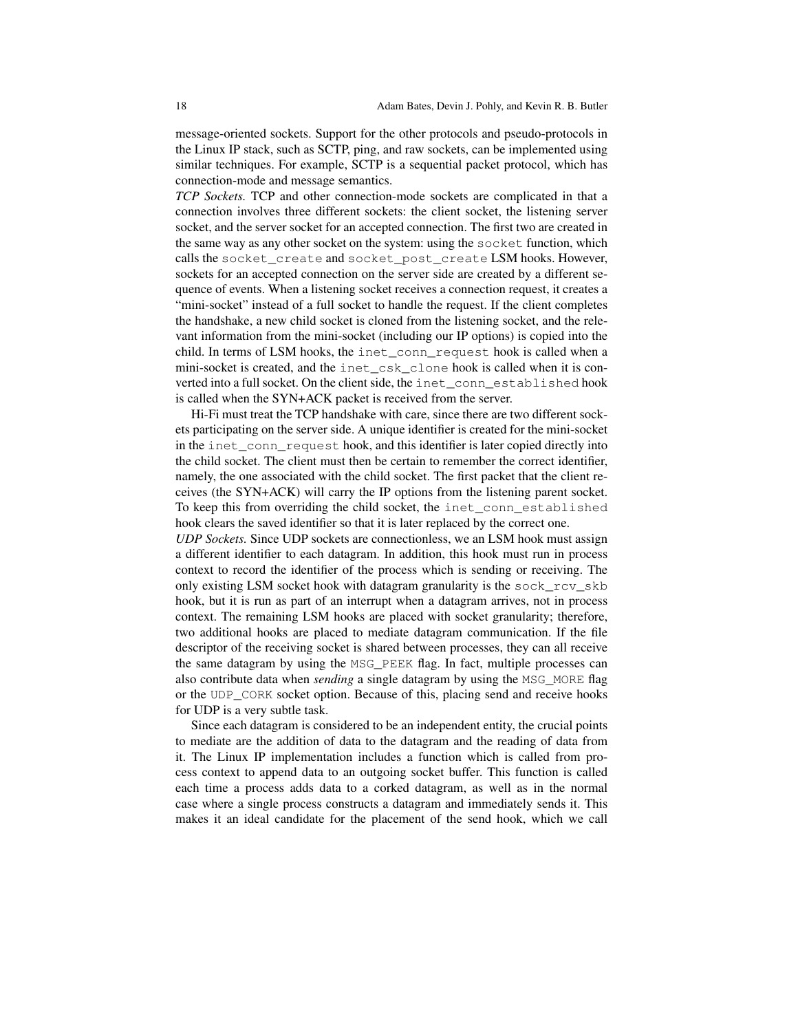message-oriented sockets. Support for the other protocols and pseudo-protocols in the Linux IP stack, such as SCTP, ping, and raw sockets, can be implemented using similar techniques. For example, SCTP is a sequential packet protocol, which has connection-mode and message semantics.

*TCP Sockets.* TCP and other connection-mode sockets are complicated in that a connection involves three different sockets: the client socket, the listening server socket, and the server socket for an accepted connection. The first two are created in the same way as any other socket on the system: using the `socket` function, which calls the `socket_create` and `socket_post_create` LSM hooks. However, sockets for an accepted connection on the server side are created by a different sequence of events. When a listening socket receives a connection request, it creates a "mini-socket" instead of a full socket to handle the request. If the client completes the handshake, a new child socket is cloned from the listening socket, and the relevant information from the mini-socket (including our IP options) is copied into the child. In terms of LSM hooks, the `inet_conn_request` hook is called when a mini-socket is created, and the `inet_csk_clone` hook is called when it is converted into a full socket. On the client side, the `inet_conn_established` hook is called when the SYN+ACK packet is received from the server.

Hi-Fi must treat the TCP handshake with care, since there are two different sockets participating on the server side. A unique identifier is created for the mini-socket in the `inet_conn_request` hook, and this identifier is later copied directly into the child socket. The client must then be certain to remember the correct identifier, namely, the one associated with the child socket. The first packet that the client receives (the SYN+ACK) will carry the IP options from the listening parent socket. To keep this from overriding the child socket, the `inet_conn_established` hook clears the saved identifier so that it is later replaced by the correct one.

*UDP Sockets.* Since UDP sockets are connectionless, we an LSM hook must assign a different identifier to each datagram. In addition, this hook must run in process context to record the identifier of the process which is sending or receiving. The only existing LSM socket hook with datagram granularity is the `sock_rcv_skb` hook, but it is run as part of an interrupt when a datagram arrives, not in process context. The remaining LSM hooks are placed with socket granularity; therefore, two additional hooks are placed to mediate datagram communication. If the file descriptor of the receiving socket is shared between processes, they can all receive the same datagram by using the `MSG_PEEK` flag. In fact, multiple processes can also contribute data when ***sending*** a single datagram by using the `MSG_MORE` flag or the `UDP_CORK` socket option. Because of this, placing send and receive hooks for UDP is a very subtle task.

Since each datagram is considered to be an independent entity, the crucial points to mediate are the addition of data to the datagram and the reading of data from it. The Linux IP implementation includes a function which is called from process context to append data to an outgoing socket buffer. This function is called each time a process adds data to a corked datagram, as well as in the normal case where a single process constructs a datagram and immediately sends it. This makes it an ideal candidate for the placement of the send hook, which we call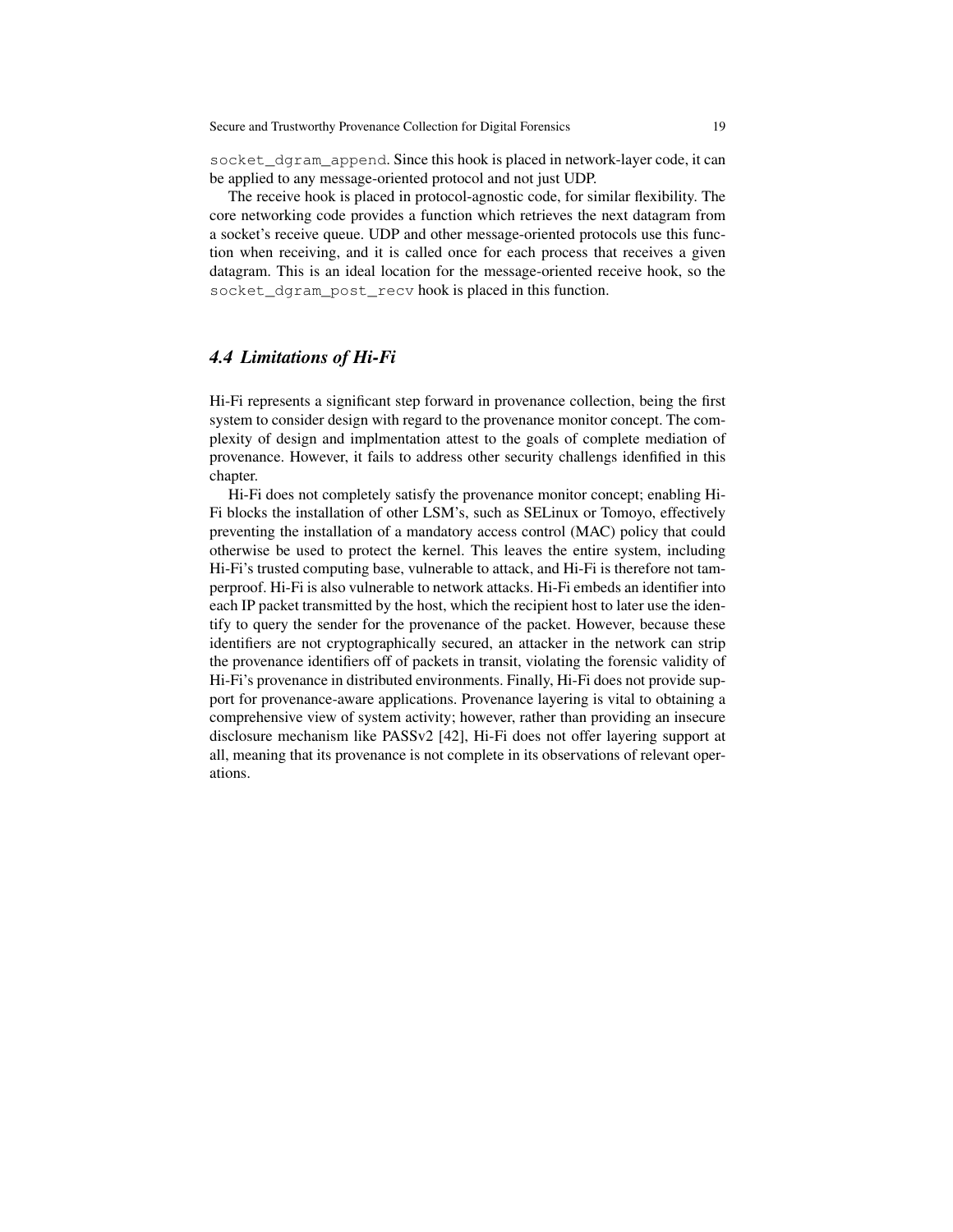socket_dgram_append. Since this hook is placed in network-layer code, it can be applied to any message-oriented protocol and not just UDP.

The receive hook is placed in protocol-agnostic code, for similar flexibility. The core networking code provides a function which retrieves the next datagram from a socket's receive queue. UDP and other message-oriented protocols use this function when receiving, and it is called once for each process that receives a given datagram. This is an ideal location for the message-oriented receive hook, so the socket_dgram_post_recv hook is placed in this function.

### *4.4 Limitations of Hi-Fi*

Hi-Fi represents a significant step forward in provenance collection, being the first system to consider design with regard to the provenance monitor concept. The complexity of design and implmentation attest to the goals of complete mediation of provenance. However, it fails to address other security challengs idenfified in this chapter.

Hi-Fi does not completely satisfy the provenance monitor concept; enabling Hi-Fi blocks the installation of other LSM's, such as SELinux or Tomoyo, effectively preventing the installation of a mandatory access control (MAC) policy that could otherwise be used to protect the kernel. This leaves the entire system, including Hi-Fi's trusted computing base, vulnerable to attack, and Hi-Fi is therefore not tamperproof. Hi-Fi is also vulnerable to network attacks. Hi-Fi embeds an identifier into each IP packet transmitted by the host, which the recipient host to later use the identify to query the sender for the provenance of the packet. However, because these identifiers are not cryptographically secured, an attacker in the network can strip the provenance identifiers off of packets in transit, violating the forensic validity of Hi-Fi's provenance in distributed environments. Finally, Hi-Fi does not provide support for provenance-aware applications. Provenance layering is vital to obtaining a comprehensive view of system activity; however, rather than providing an insecure disclosure mechanism like PASSv2 [42], Hi-Fi does not offer layering support at all, meaning that its provenance is not complete in its observations of relevant operations.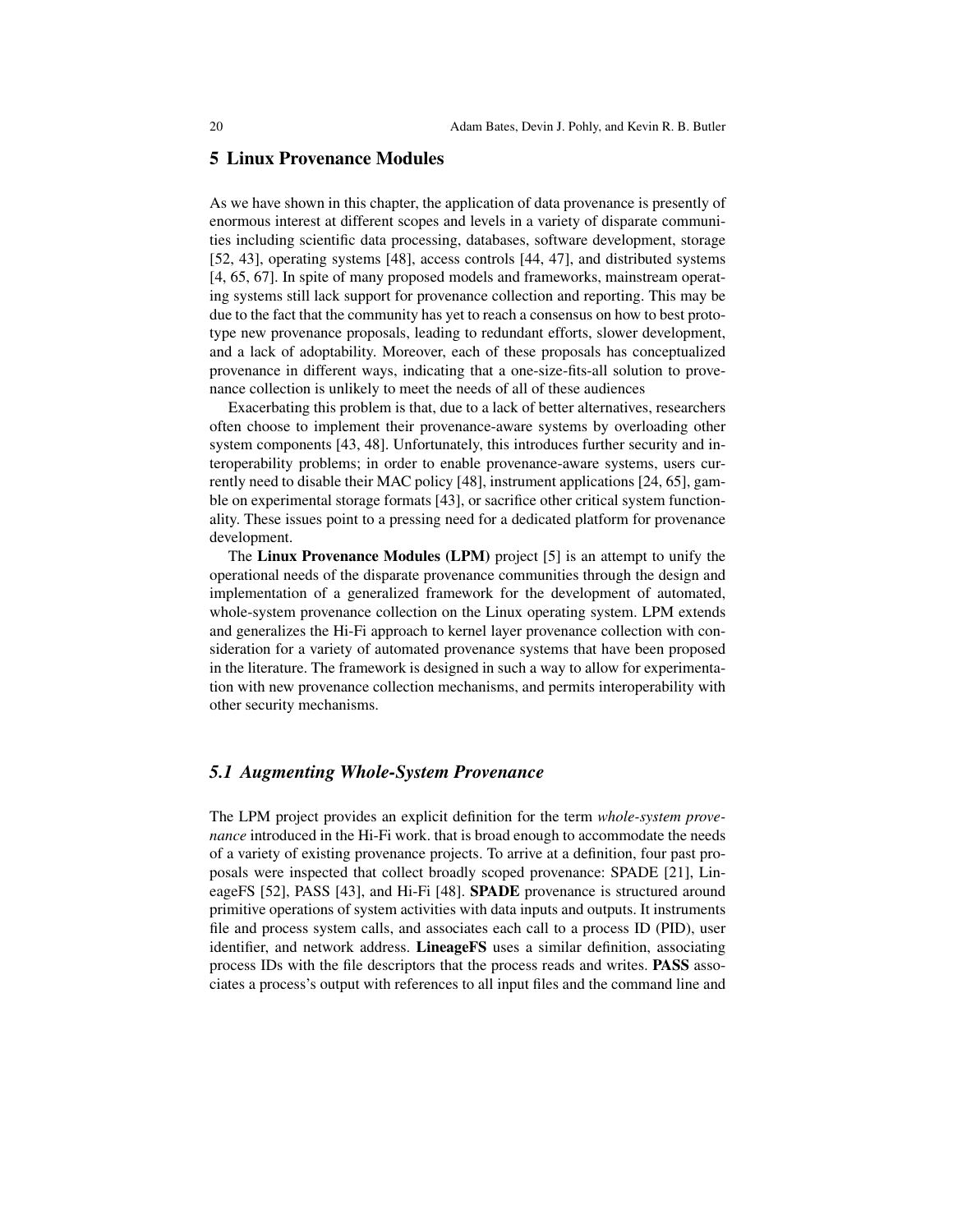## 5 Linux Provenance Modules

As we have shown in this chapter, the application of data provenance is presently of enormous interest at different scopes and levels in a variety of disparate communities including scientific data processing, databases, software development, storage [52, 43], operating systems [48], access controls [44, 47], and distributed systems [4, 65, 67]. In spite of many proposed models and frameworks, mainstream operating systems still lack support for provenance collection and reporting. This may be due to the fact that the community has yet to reach a consensus on how to best prototype new provenance proposals, leading to redundant efforts, slower development, and a lack of adoptability. Moreover, each of these proposals has conceptualized provenance in different ways, indicating that a one-size-fits-all solution to provenance collection is unlikely to meet the needs of all of these audiences

Exacerbating this problem is that, due to a lack of better alternatives, researchers often choose to implement their provenance-aware systems by overloading other system components [43, 48]. Unfortunately, this introduces further security and interoperability problems; in order to enable provenance-aware systems, users currently need to disable their MAC policy [48], instrument applications [24, 65], gamble on experimental storage formats [43], or sacrifice other critical system functionality. These issues point to a pressing need for a dedicated platform for provenance development.

The **Linux Provenance Modules (LPM)** project [5] is an attempt to unify the operational needs of the disparate provenance communities through the design and implementation of a generalized framework for the development of automated, whole-system provenance collection on the Linux operating system. LPM extends and generalizes the Hi-Fi approach to kernel layer provenance collection with consideration for a variety of automated provenance systems that have been proposed in the literature. The framework is designed in such a way to allow for experimentation with new provenance collection mechanisms, and permits interoperability with other security mechanisms.

### *5.1 Augmenting Whole-System Provenance*

The LPM project provides an explicit definition for the term *whole-system provenance* introduced in the Hi-Fi work. that is broad enough to accommodate the needs of a variety of existing provenance projects. To arrive at a definition, four past proposals were inspected that collect broadly scoped provenance: SPADE [21], LineageFS [52], PASS [43], and Hi-Fi [48]. **SPADE** provenance is structured around primitive operations of system activities with data inputs and outputs. It instruments file and process system calls, and associates each call to a process ID (PID), user identifier, and network address. **LineageFS** uses a similar definition, associating process IDs with the file descriptors that the process reads and writes. **PASS** associates a process's output with references to all input files and the command line and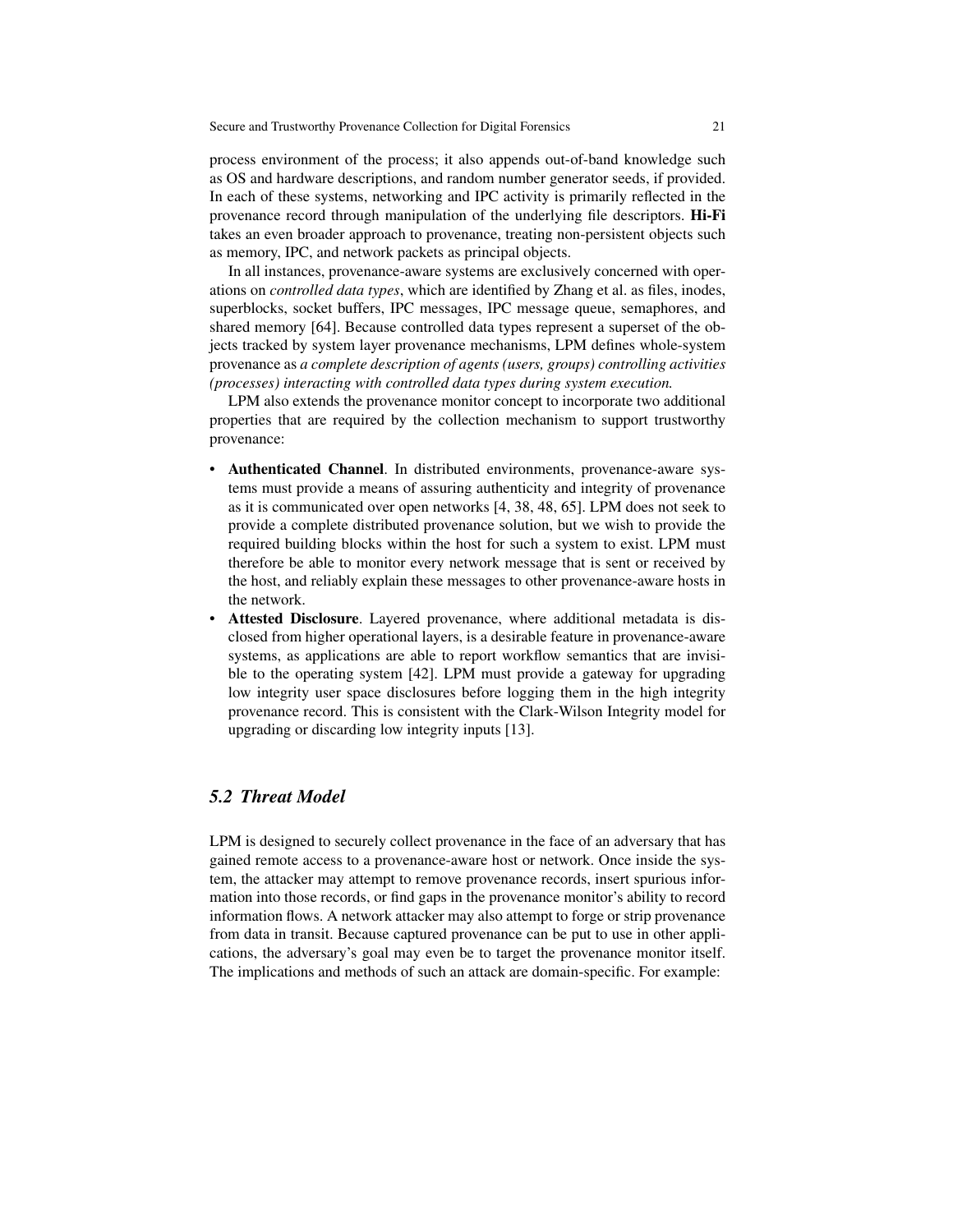process environment of the process; it also appends out-of-band knowledge such as OS and hardware descriptions, and random number generator seeds, if provided. In each of these systems, networking and IPC activity is primarily reflected in the provenance record through manipulation of the underlying file descriptors. **Hi-Fi** takes an even broader approach to provenance, treating non-persistent objects such as memory, IPC, and network packets as principal objects.

In all instances, provenance-aware systems are exclusively concerned with operations on *controlled data types*, which are identified by Zhang et al. as files, inodes, superblocks, socket buffers, IPC messages, IPC message queue, semaphores, and shared memory [64]. Because controlled data types represent a superset of the objects tracked by system layer provenance mechanisms, LPM defines whole-system provenance as *a complete description of agents (users, groups) controlling activities (processes) interacting with controlled data types during system execution.*

LPM also extends the provenance monitor concept to incorporate two additional properties that are required by the collection mechanism to support trustworthy provenance:

- **Authenticated Channel**. In distributed environments, provenance-aware systems must provide a means of assuring authenticity and integrity of provenance as it is communicated over open networks [4, 38, 48, 65]. LPM does not seek to provide a complete distributed provenance solution, but we wish to provide the required building blocks within the host for such a system to exist. LPM must therefore be able to monitor every network message that is sent or received by the host, and reliably explain these messages to other provenance-aware hosts in the network.
- **Attested Disclosure**. Layered provenance, where additional metadata is disclosed from higher operational layers, is a desirable feature in provenance-aware systems, as applications are able to report workflow semantics that are invisible to the operating system [42]. LPM must provide a gateway for upgrading low integrity user space disclosures before logging them in the high integrity provenance record. This is consistent with the Clark-Wilson Integrity model for upgrading or discarding low integrity inputs [13].

## *5.2 Threat Model*

LPM is designed to securely collect provenance in the face of an adversary that has gained remote access to a provenance-aware host or network. Once inside the system, the attacker may attempt to remove provenance records, insert spurious information into those records, or find gaps in the provenance monitor's ability to record information flows. A network attacker may also attempt to forge or strip provenance from data in transit. Because captured provenance can be put to use in other applications, the adversary's goal may even be to target the provenance monitor itself. The implications and methods of such an attack are domain-specific. For example: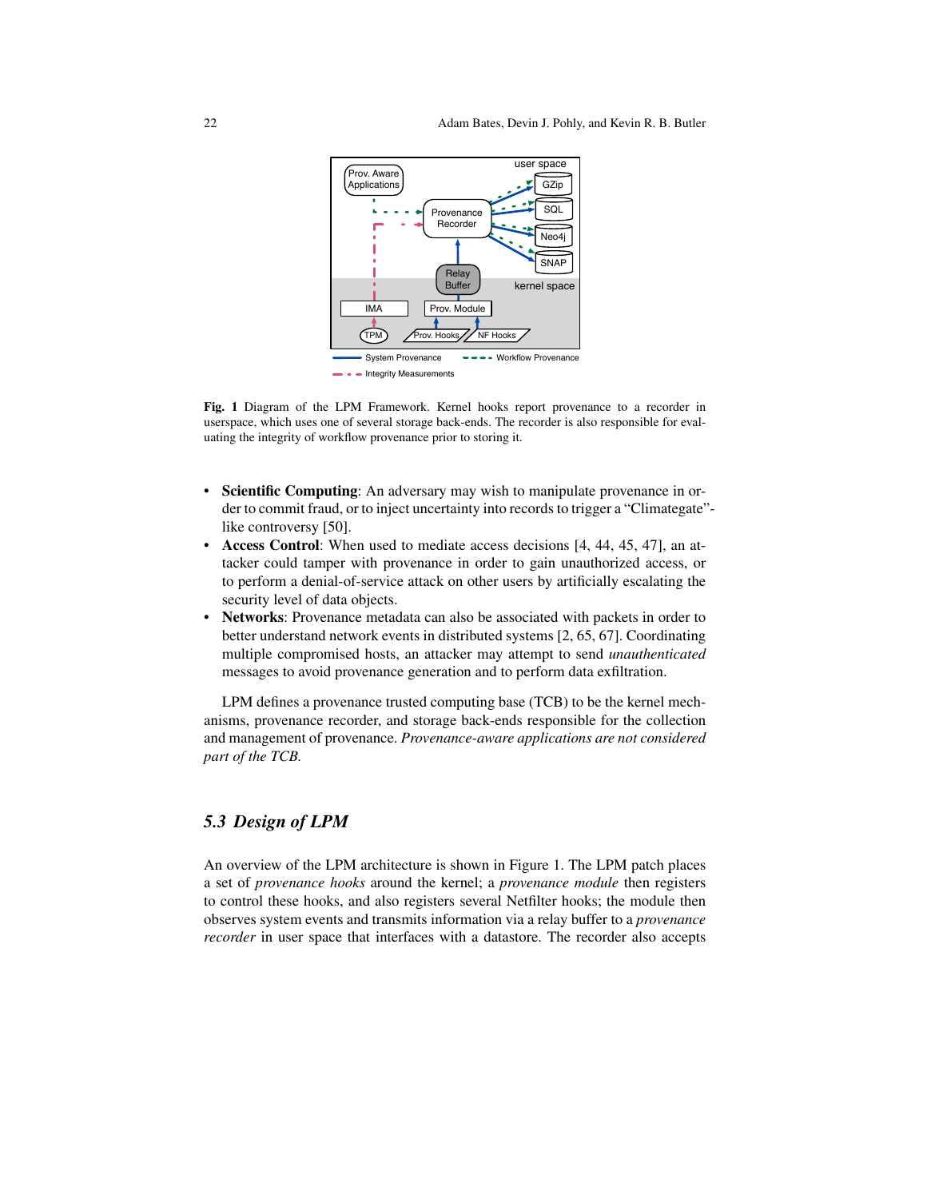**Fig. 1** Diagram of the LPM Framework. Kernel hooks report provenance to a recorder in userspace, which uses one of several storage back-ends. The recorder is also responsible for evaluating the integrity of workflow provenance prior to storing it.

- **Scientific Computing**: An adversary may wish to manipulate provenance in order to commit fraud, or to inject uncertainty into records to trigger a "Climategate"-like controversy [50].
- **Access Control**: When used to mediate access decisions [4, 44, 45, 47], an attacker could tamper with provenance in order to gain unauthorized access, or to perform a denial-of-service attack on other users by artificially escalating the security level of data objects.
- **Networks**: Provenance metadata can also be associated with packets in order to better understand network events in distributed systems [2, 65, 67]. Coordinating multiple compromised hosts, an attacker may attempt to send *unauthenticated* messages to avoid provenance generation and to perform data exfiltration.

LPM defines a provenance trusted computing base (TCB) to be the kernel mechanisms, provenance recorder, and storage back-ends responsible for the collection and management of provenance. *Provenance-aware applications are not considered part of the TCB.*

### *5.3 Design of LPM*

An overview of the LPM architecture is shown in Figure 1. The LPM patch places a set of *provenance hooks* around the kernel; a *provenance module* then registers to control these hooks, and also registers several Netfilter hooks; the module then observes system events and transmits information via a relay buffer to a *provenance recorder* in user space that interfaces with a datastore. The recorder also accepts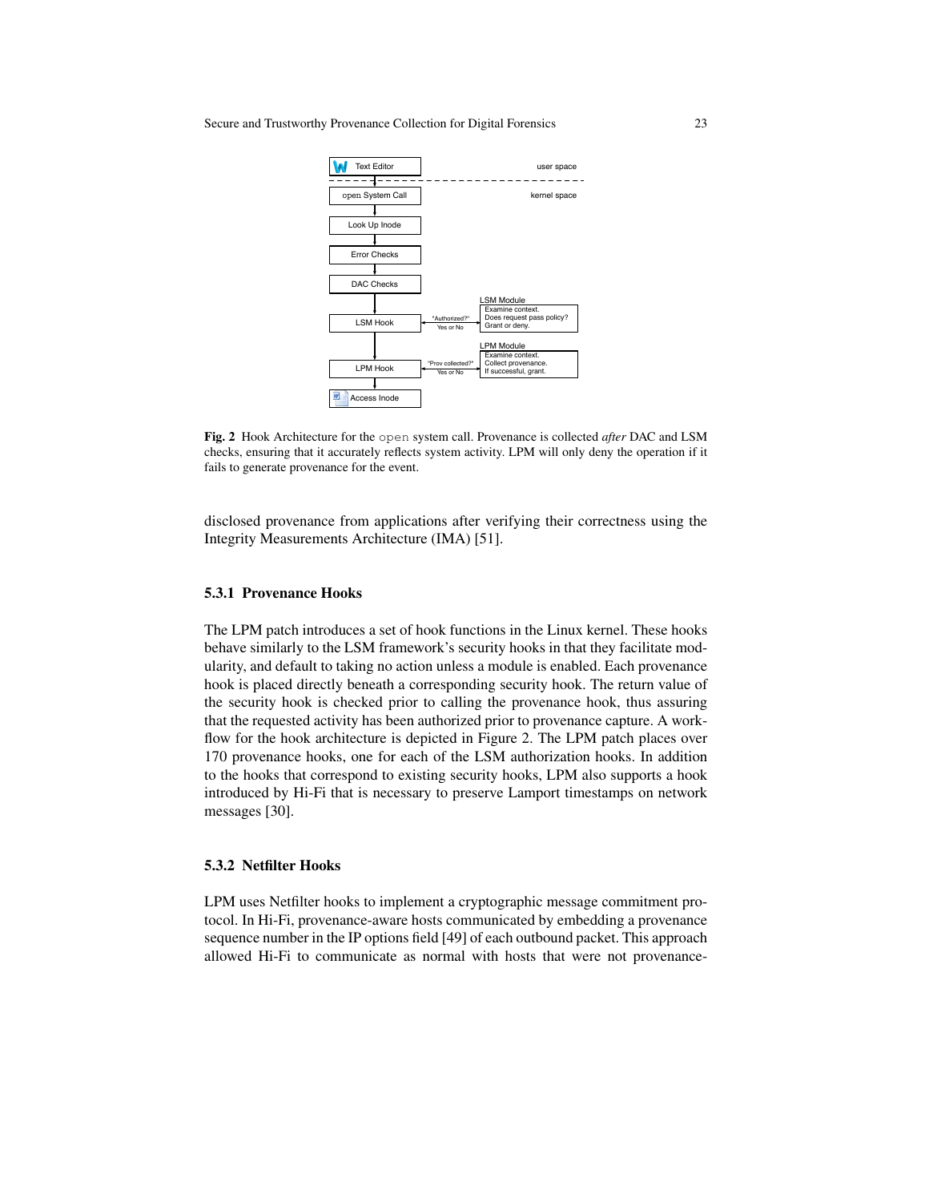**Fig. 2** Hook Architecture for the `open` system call. Provenance is collected *after* DAC and LSM checks, ensuring that it accurately reflects system activity. LPM will only deny the operation if it fails to generate provenance for the event.

disclosed provenance from applications after verifying their correctness using the Integrity Measurements Architecture (IMA) [51].

### 5.3.1 Provenance Hooks

The LPM patch introduces a set of hook functions in the Linux kernel. These hooks behave similarly to the LSM framework's security hooks in that they facilitate modularity, and default to taking no action unless a module is enabled. Each provenance hook is placed directly beneath a corresponding security hook. The return value of the security hook is checked prior to calling the provenance hook, thus assuring that the requested activity has been authorized prior to provenance capture. A workflow for the hook architecture is depicted in Figure 2. The LPM patch places over 170 provenance hooks, one for each of the LSM authorization hooks. In addition to the hooks that correspond to existing security hooks, LPM also supports a hook introduced by Hi-Fi that is necessary to preserve Lamport timestamps on network messages [30].

### 5.3.2 Netfilter Hooks

LPM uses Netfilter hooks to implement a cryptographic message commitment protocol. In Hi-Fi, provenance-aware hosts communicated by embedding a provenance sequence number in the IP options field [49] of each outbound packet. This approach allowed Hi-Fi to communicate as normal with hosts that were not provenance-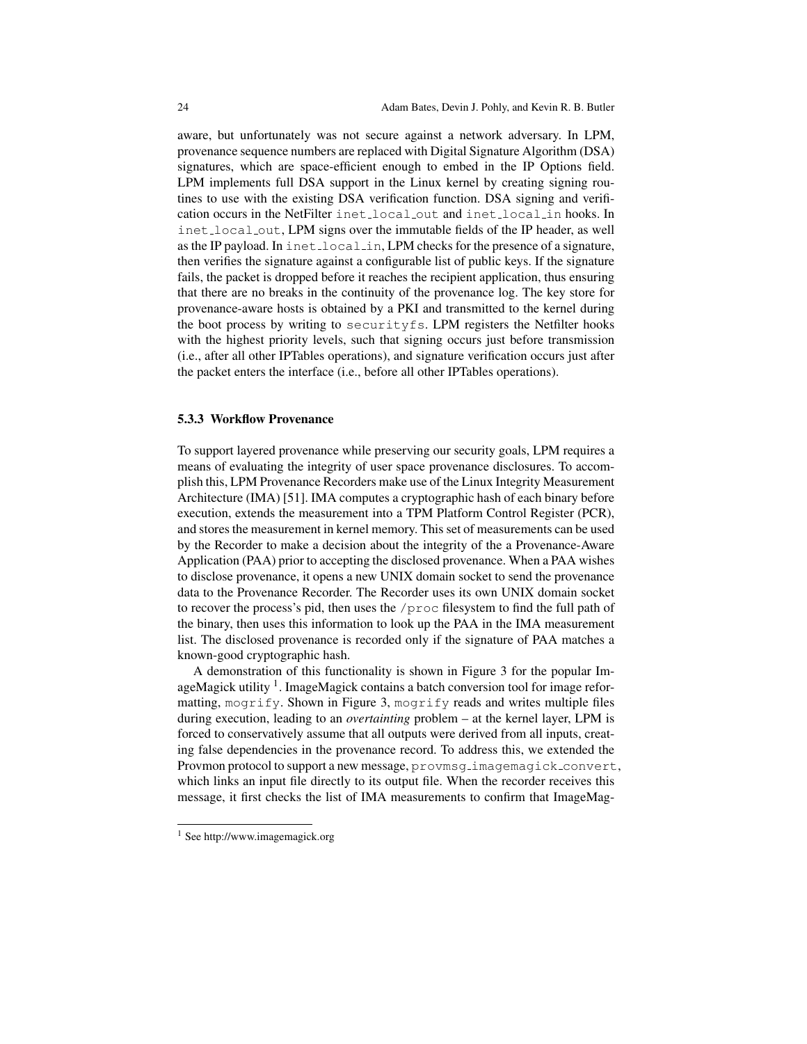aware, but unfortunately was not secure against a network adversary. In LPM, provenance sequence numbers are replaced with Digital Signature Algorithm (DSA) signatures, which are space-efficient enough to embed in the IP Options field. LPM implements full DSA support in the Linux kernel by creating signing routines to use with the existing DSA verification function. DSA signing and verification occurs in the NetFilter `inet_local_out` and `inet_local_in` hooks. In `inet_local_out`, LPM signs over the immutable fields of the IP header, as well as the IP payload. In `inet_local_in`, LPM checks for the presence of a signature, then verifies the signature against a configurable list of public keys. If the signature fails, the packet is dropped before it reaches the recipient application, thus ensuring that there are no breaks in the continuity of the provenance log. The key store for provenance-aware hosts is obtained by a PKI and transmitted to the kernel during the boot process by writing to `securityfs`. LPM registers the Netfilter hooks with the highest priority levels, such that signing occurs just before transmission (i.e., after all other IPTables operations), and signature verification occurs just after the packet enters the interface (i.e., before all other IPTables operations).

### 5.3.3 Workflow Provenance

To support layered provenance while preserving our security goals, LPM requires a means of evaluating the integrity of user space provenance disclosures. To accomplish this, LPM Provenance Recorders make use of the Linux Integrity Measurement Architecture (IMA) [51]. IMA computes a cryptographic hash of each binary before execution, extends the measurement into a TPM Platform Control Register (PCR), and stores the measurement in kernel memory. This set of measurements can be used by the Recorder to make a decision about the integrity of the a Provenance-Aware Application (PAA) prior to accepting the disclosed provenance. When a PAA wishes to disclose provenance, it opens a new UNIX domain socket to send the provenance data to the Provenance Recorder. The Recorder uses its own UNIX domain socket to recover the process's pid, then uses the `/proc` filesystem to find the full path of the binary, then uses this information to look up the PAA in the IMA measurement list. The disclosed provenance is recorded only if the signature of PAA matches a known-good cryptographic hash.

A demonstration of this functionality is shown in Figure 3 for the popular ImageMagick utility [1]. ImageMagick contains a batch conversion tool for image reformatting, `mogrify`. Shown in Figure 3, `mogrify` reads and writes multiple files during execution, leading to an *overtainting* problem – at the kernel layer, LPM is forced to conservatively assume that all outputs were derived from all inputs, creating false dependencies in the provenance record. To address this, we extended the Provmon protocol to support a new message, `provmsg_imagemagick_convert`, which links an input file directly to its output file. When the recorder receives this message, it first checks the list of IMA measurements to confirm that ImageMag-

[1] See http://www.imagemagick.org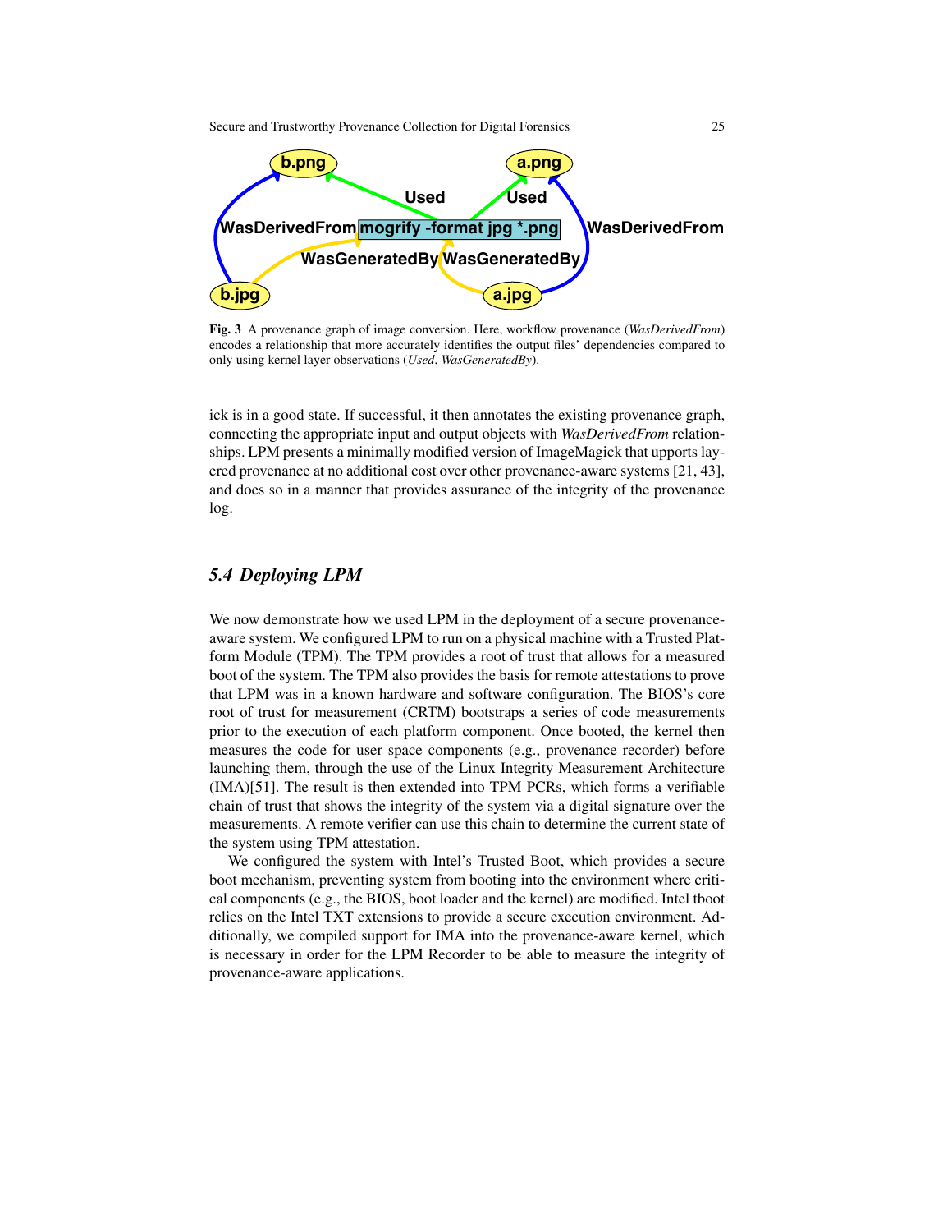**Fig. 3** A provenance graph of image conversion. Here, workflow provenance (*WasDerivedFrom*) encodes a relationship that more accurately identifies the output files' dependencies compared to only using kernel layer observations (*Used*, *WasGeneratedBy*).

ick is in a good state. If successful, it then annotates the existing provenance graph, connecting the appropriate input and output objects with *WasDerivedFrom* relationships. LPM presents a minimally modified version of ImageMagick that upports layered provenance at no additional cost over other provenance-aware systems [21, 43], and does so in a manner that provides assurance of the integrity of the provenance log.

### *5.4 Deploying LPM*

We now demonstrate how we used LPM in the deployment of a secure provenance-aware system. We configured LPM to run on a physical machine with a Trusted Platform Module (TPM). The TPM provides a root of trust that allows for a measured boot of the system. The TPM also provides the basis for remote attestations to prove that LPM was in a known hardware and software configuration. The BIOS's core root of trust for measurement (CRTM) bootstraps a series of code measurements prior to the execution of each platform component. Once booted, the kernel then measures the code for user space components (e.g., provenance recorder) before launching them, through the use of the Linux Integrity Measurement Architecture (IMA)[51]. The result is then extended into TPM PCRs, which forms a verifiable chain of trust that shows the integrity of the system via a digital signature over the measurements. A remote verifier can use this chain to determine the current state of the system using TPM attestation.

We configured the system with Intel's Trusted Boot, which provides a secure boot mechanism, preventing system from booting into the environment where critical components (e.g., the BIOS, boot loader and the kernel) are modified. Intel tboot relies on the Intel TXT extensions to provide a secure execution environment. Additionally, we compiled support for IMA into the provenance-aware kernel, which is necessary in order for the LPM Recorder to be able to measure the integrity of provenance-aware applications.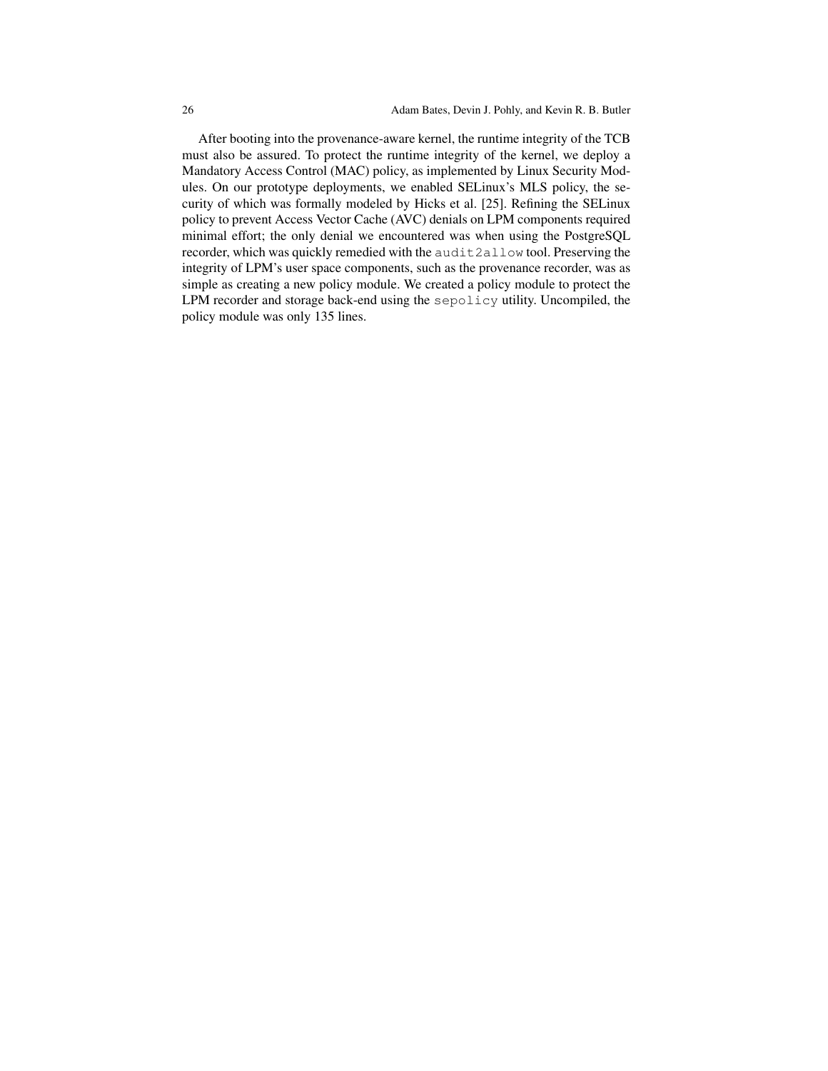After booting into the provenance-aware kernel, the runtime integrity of the TCB must also be assured. To protect the runtime integrity of the kernel, we deploy a Mandatory Access Control (MAC) policy, as implemented by Linux Security Modules. On our prototype deployments, we enabled SELinux's MLS policy, the security of which was formally modeled by Hicks et al. [25]. Refining the SELinux policy to prevent Access Vector Cache (AVC) denials on LPM components required minimal effort; the only denial we encountered was when using the PostgreSQL recorder, which was quickly remedied with the `audit2allow` tool. Preserving the integrity of LPM's user space components, such as the provenance recorder, was as simple as creating a new policy module. We created a policy module to protect the LPM recorder and storage back-end using the `sepolicy` utility. Uncompiled, the policy module was only 135 lines.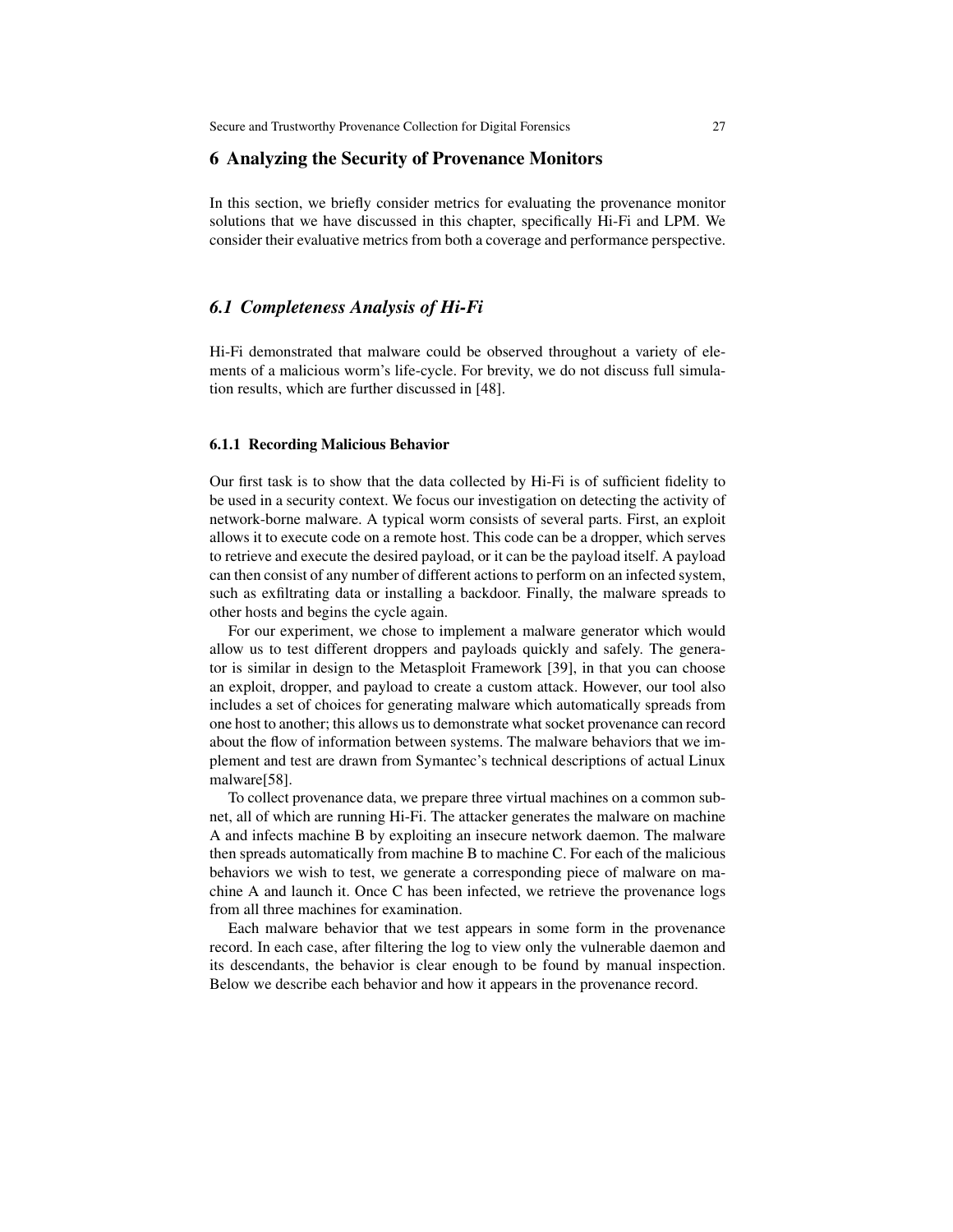## 6 Analyzing the Security of Provenance Monitors

In this section, we briefly consider metrics for evaluating the provenance monitor solutions that we have discussed in this chapter, specifically Hi-Fi and LPM. We consider their evaluative metrics from both a coverage and performance perspective.

### *6.1 Completeness Analysis of Hi-Fi*

Hi-Fi demonstrated that malware could be observed throughout a variety of elements of a malicious worm's life-cycle. For brevity, we do not discuss full simulation results, which are further discussed in [48].

#### 6.1.1 Recording Malicious Behavior

Our first task is to show that the data collected by Hi-Fi is of sufficient fidelity to be used in a security context. We focus our investigation on detecting the activity of network-borne malware. A typical worm consists of several parts. First, an exploit allows it to execute code on a remote host. This code can be a dropper, which serves to retrieve and execute the desired payload, or it can be the payload itself. A payload can then consist of any number of different actions to perform on an infected system, such as exfiltrating data or installing a backdoor. Finally, the malware spreads to other hosts and begins the cycle again.

For our experiment, we chose to implement a malware generator which would allow us to test different droppers and payloads quickly and safely. The generator is similar in design to the Metasploit Framework [39], in that you can choose an exploit, dropper, and payload to create a custom attack. However, our tool also includes a set of choices for generating malware which automatically spreads from one host to another; this allows us to demonstrate what socket provenance can record about the flow of information between systems. The malware behaviors that we implement and test are drawn from Symantec's technical descriptions of actual Linux malware[58].

To collect provenance data, we prepare three virtual machines on a common subnet, all of which are running Hi-Fi. The attacker generates the malware on machine A and infects machine B by exploiting an insecure network daemon. The malware then spreads automatically from machine B to machine C. For each of the malicious behaviors we wish to test, we generate a corresponding piece of malware on machine A and launch it. Once C has been infected, we retrieve the provenance logs from all three machines for examination.

Each malware behavior that we test appears in some form in the provenance record. In each case, after filtering the log to view only the vulnerable daemon and its descendants, the behavior is clear enough to be found by manual inspection. Below we describe each behavior and how it appears in the provenance record.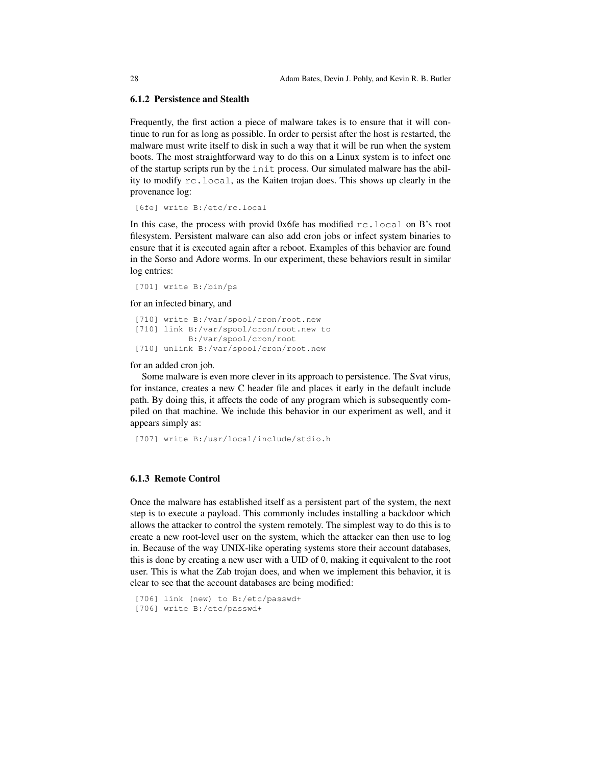### 6.1.2 Persistence and Stealth

Frequently, the first action a piece of malware takes is to ensure that it will continue to run for as long as possible. In order to persist after the host is restarted, the malware must write itself to disk in such a way that it will be run when the system boots. The most straightforward way to do this on a Linux system is to infect one of the startup scripts run by the `init` process. Our simulated malware has the ability to modify `rc.local`, as the Kaiten trojan does. This shows up clearly in the provenance log:

```
[6fe] write B:/etc/rc.local
```

In this case, the process with provid 0x6fe has modified `rc.local` on B's root filesystem. Persistent malware can also add cron jobs or infect system binaries to ensure that it is executed again after a reboot. Examples of this behavior are found in the Sorso and Adore worms. In our experiment, these behaviors result in similar log entries:

```
[701] write B:/bin/ps
```

for an infected binary, and

```
[710] write B:/var/spool/cron/root.new
[710] link B:/var/spool/cron/root.new to
           B:/var/spool/cron/root
[710] unlink B:/var/spool/cron/root.new
```

for an added cron job.

Some malware is even more clever in its approach to persistence. The Svat virus, for instance, creates a new C header file and places it early in the default include path. By doing this, it affects the code of any program which is subsequently compiled on that machine. We include this behavior in our experiment as well, and it appears simply as:

```
[707] write B:/usr/local/include/stdio.h
```

### 6.1.3 Remote Control

Once the malware has established itself as a persistent part of the system, the next step is to execute a payload. This commonly includes installing a backdoor which allows the attacker to control the system remotely. The simplest way to do this is to create a new root-level user on the system, which the attacker can then use to log in. Because of the way UNIX-like operating systems store their account databases, this is done by creating a new user with a UID of 0, making it equivalent to the root user. This is what the Zab trojan does, and when we implement this behavior, it is clear to see that the account databases are being modified:

```
[706] link (new) to B:/etc/passwd+
[706] write B:/etc/passwd+
```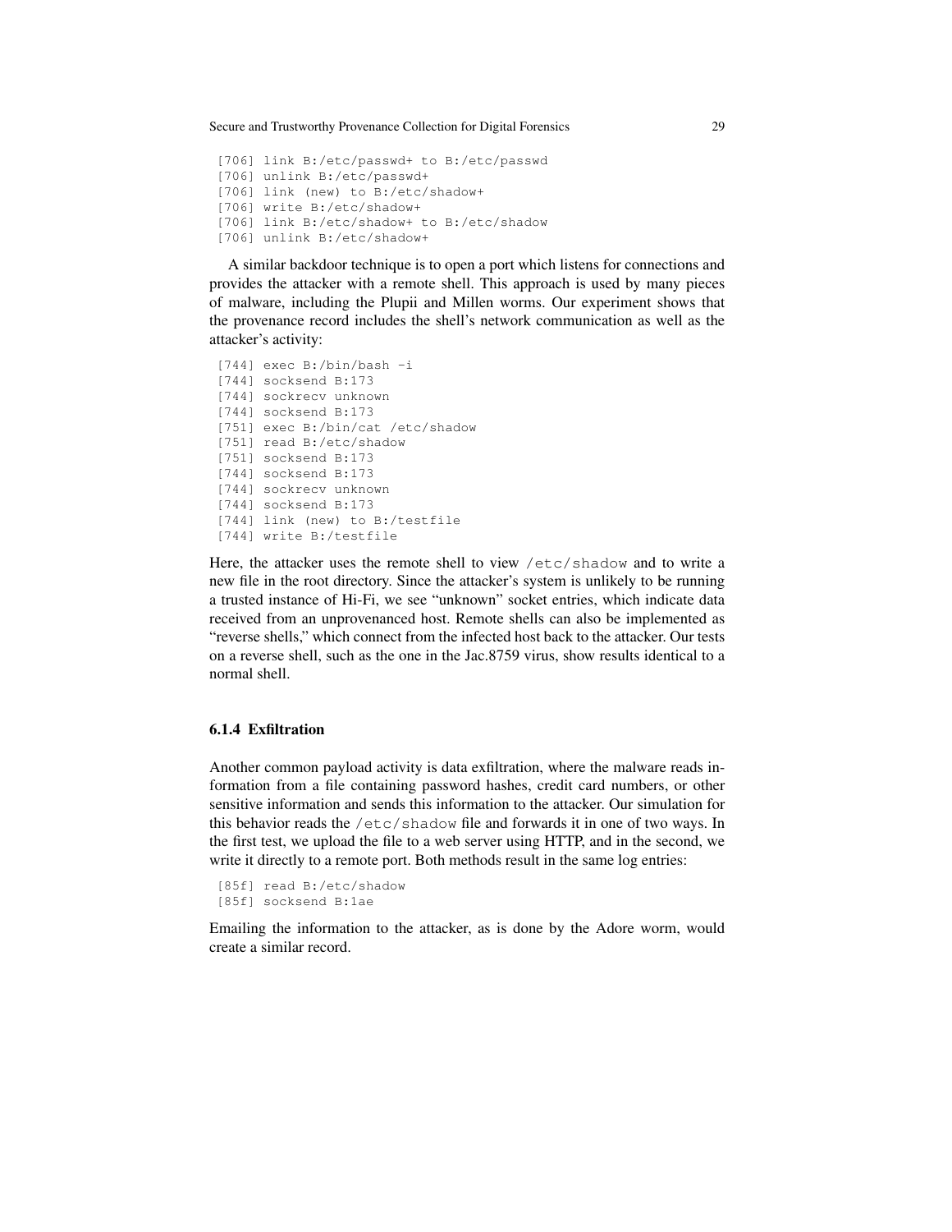```
[706] link B:/etc/passwd+ to B:/etc/passwd
[706] unlink B:/etc/passwd+
[706] link (new) to B:/etc/shadow+
[706] write B:/etc/shadow+
[706] link B:/etc/shadow+ to B:/etc/shadow
[706] unlink B:/etc/shadow+
```

A similar backdoor technique is to open a port which listens for connections and provides the attacker with a remote shell. This approach is used by many pieces of malware, including the Plupii and Millen worms. Our experiment shows that the provenance record includes the shell's network communication as well as the attacker's activity:

```
[744] exec B:/bin/bash -i
[744] socksend B:173
[744] sockrecv unknown
[744] socksend B:173
[751] exec B:/bin/cat /etc/shadow
[751] read B:/etc/shadow
[751] socksend B:173
[744] socksend B:173
[744] sockrecv unknown
[744] socksend B:173
[744] link (new) to B:/testfile
[744] write B:/testfile
```

Here, the attacker uses the remote shell to view `/etc/shadow` and to write a new file in the root directory. Since the attacker's system is unlikely to be running a trusted instance of Hi-Fi, we see "unknown" socket entries, which indicate data received from an unprovenanced host. Remote shells can also be implemented as "reverse shells," which connect from the infected host back to the attacker. Our tests on a reverse shell, such as the one in the Jac.8759 virus, show results identical to a normal shell.

#### 6.1.4 Exfiltration

Another common payload activity is data exfiltration, where the malware reads information from a file containing password hashes, credit card numbers, or other sensitive information and sends this information to the attacker. Our simulation for this behavior reads the `/etc/shadow` file and forwards it in one of two ways. In the first test, we upload the file to a web server using HTTP, and in the second, we write it directly to a remote port. Both methods result in the same log entries:

```
[85f] read B:/etc/shadow
[85f] socksend B:1ae
```

Emailing the information to the attacker, as is done by the Adore worm, would create a similar record.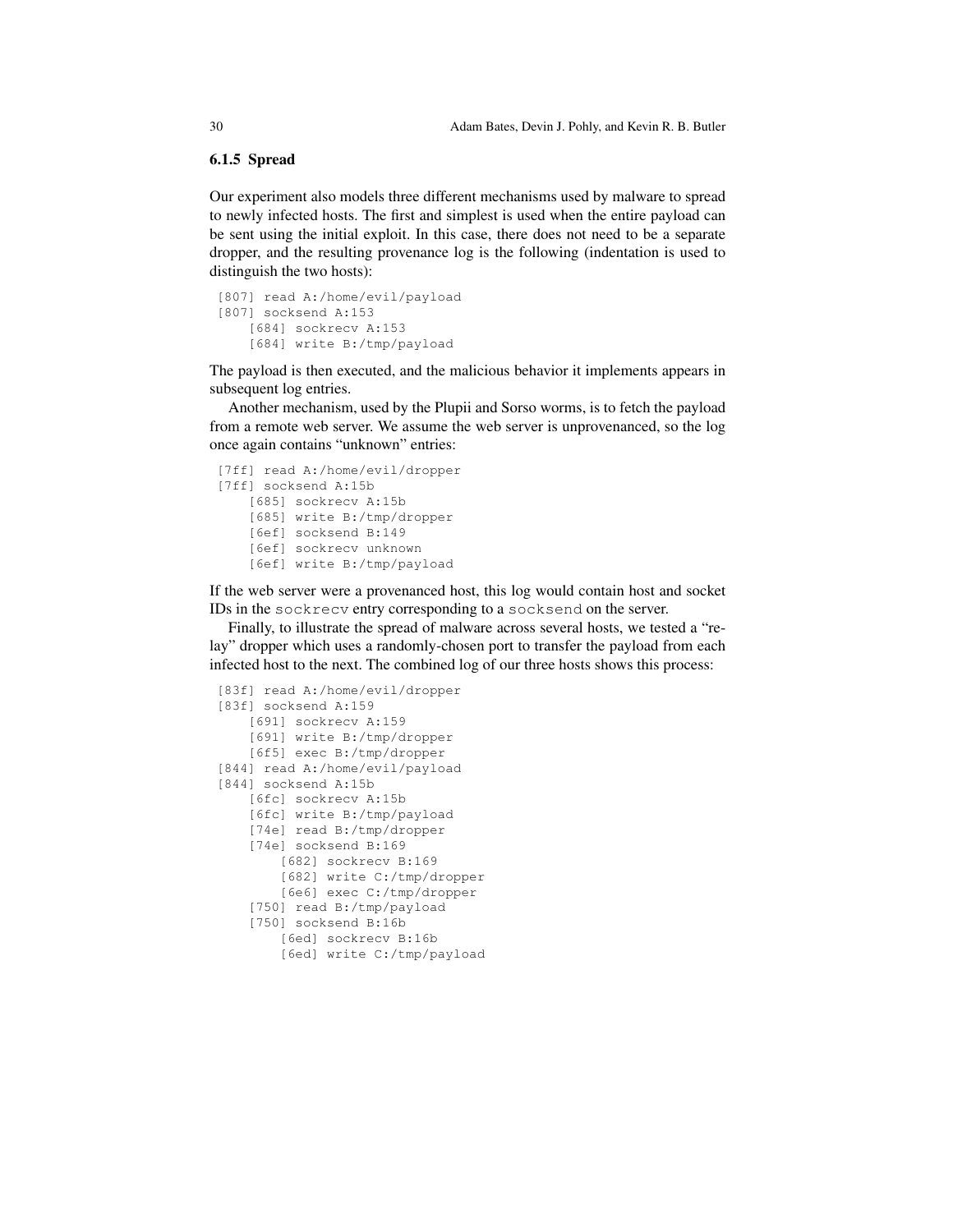### 6.1.5 Spread

Our experiment also models three different mechanisms used by malware to spread to newly infected hosts. The first and simplest is used when the entire payload can be sent using the initial exploit. In this case, there does not need to be a separate dropper, and the resulting provenance log is the following (indentation is used to distinguish the two hosts):

```
[807] read A:/home/evil/payload
[807] socksend A:153
    [684] sockrecv A:153
    [684] write B:/tmp/payload
```

The payload is then executed, and the malicious behavior it implements appears in subsequent log entries.

Another mechanism, used by the Plupii and Sorso worms, is to fetch the payload from a remote web server. We assume the web server is unprovenanced, so the log once again contains "unknown" entries:

```
[7ff] read A:/home/evil/dropper
[7ff] socksend A:15b
    [685] sockrecv A:15b
    [685] write B:/tmp/dropper
    [6ef] socksend B:149
    [6ef] sockrecv unknown
    [6ef] write B:/tmp/payload
```

If the web server were a provenanced host, this log would contain host and socket IDs in the `sockrecv` entry corresponding to a `socksend` on the server.

Finally, to illustrate the spread of malware across several hosts, we tested a "relay" dropper which uses a randomly-chosen port to transfer the payload from each infected host to the next. The combined log of our three hosts shows this process:

```
[83f] read A:/home/evil/dropper
[83f] socksend A:159
    [691] sockrecv A:159
    [691] write B:/tmp/dropper
    [6f5] exec B:/tmp/dropper
[844] read A:/home/evil/payload
[844] socksend A:15b
    [6fc] sockrecv A:15b
    [6fc] write B:/tmp/payload
    [74e] read B:/tmp/dropper
    [74e] socksend B:169
        [682] sockrecv B:169
        [682] write C:/tmp/dropper
        [6e6] exec C:/tmp/dropper
    [750] read B:/tmp/payload
    [750] socksend B:16b
        [6ed] sockrecv B:16b
        [6ed] write C:/tmp/payload
```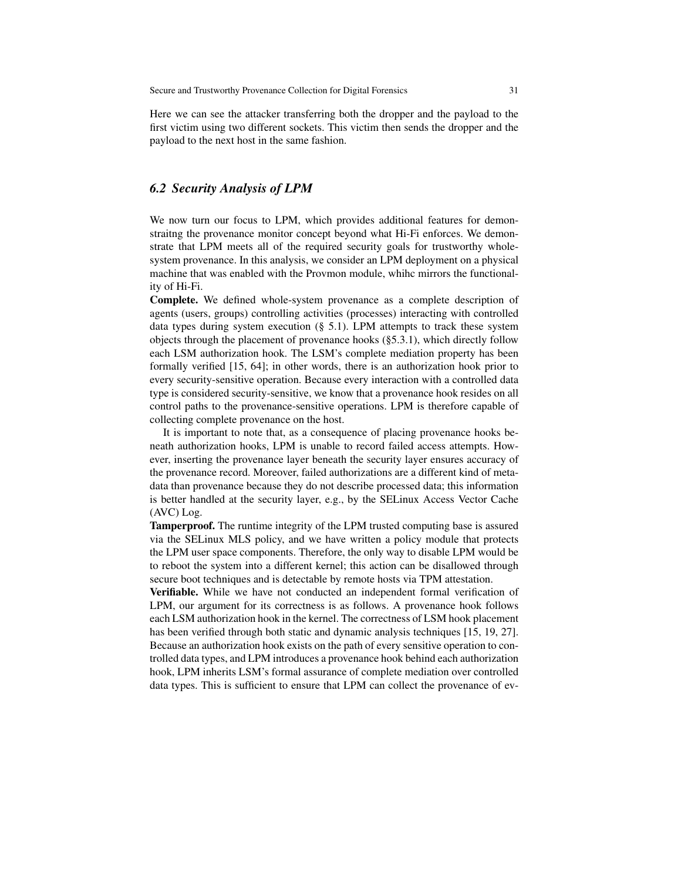Here we can see the attacker transferring both the dropper and the payload to the first victim using two different sockets. This victim then sends the dropper and the payload to the next host in the same fashion.

## *6.2 Security Analysis of LPM*

We now turn our focus to LPM, which provides additional features for demonstraitng the provenance monitor concept beyond what Hi-Fi enforces. We demonstrate that LPM meets all of the required security goals for trustworthy whole-system provenance. In this analysis, we consider an LPM deployment on a physical machine that was enabled with the Provmon module, whihc mirrors the functionality of Hi-Fi.

**Complete.** We defined whole-system provenance as a complete description of agents (users, groups) controlling activities (processes) interacting with controlled data types during system execution (§ 5.1). LPM attempts to track these system objects through the placement of provenance hooks (§5.3.1), which directly follow each LSM authorization hook. The LSM's complete mediation property has been formally verified [15, 64]; in other words, there is an authorization hook prior to every security-sensitive operation. Because every interaction with a controlled data type is considered security-sensitive, we know that a provenance hook resides on all control paths to the provenance-sensitive operations. LPM is therefore capable of collecting complete provenance on the host.

It is important to note that, as a consequence of placing provenance hooks beneath authorization hooks, LPM is unable to record failed access attempts. However, inserting the provenance layer beneath the security layer ensures accuracy of the provenance record. Moreover, failed authorizations are a different kind of metadata than provenance because they do not describe processed data; this information is better handled at the security layer, e.g., by the SELinux Access Vector Cache (AVC) Log.

**Tamperproof.** The runtime integrity of the LPM trusted computing base is assured via the SELinux MLS policy, and we have written a policy module that protects the LPM user space components. Therefore, the only way to disable LPM would be to reboot the system into a different kernel; this action can be disallowed through secure boot techniques and is detectable by remote hosts via TPM attestation.

**Verifiable.** While we have not conducted an independent formal verification of LPM, our argument for its correctness is as follows. A provenance hook follows each LSM authorization hook in the kernel. The correctness of LSM hook placement has been verified through both static and dynamic analysis techniques [15, 19, 27]. Because an authorization hook exists on the path of every sensitive operation to controlled data types, and LPM introduces a provenance hook behind each authorization hook, LPM inherits LSM's formal assurance of complete mediation over controlled data types. This is sufficient to ensure that LPM can collect the provenance of ev-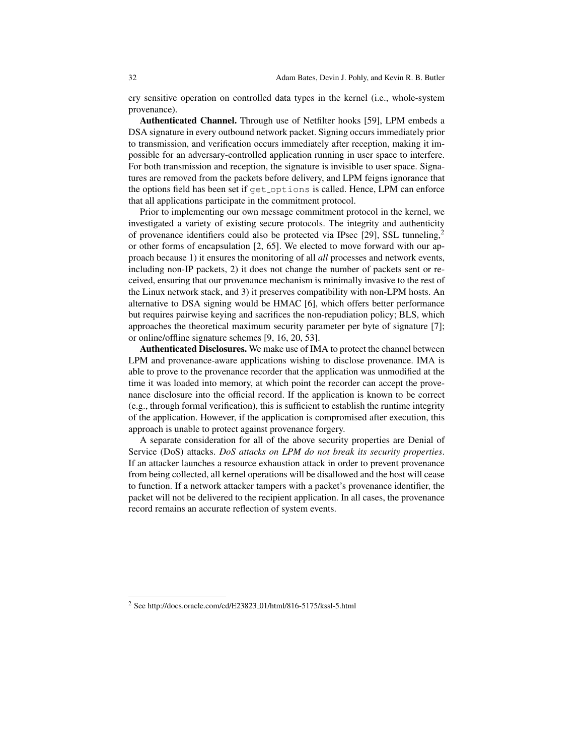ery sensitive operation on controlled data types in the kernel (i.e., whole-system provenance).

**Authenticated Channel.** Through use of Netfilter hooks [59], LPM embeds a DSA signature in every outbound network packet. Signing occurs immediately prior to transmission, and verification occurs immediately after reception, making it impossible for an adversary-controlled application running in user space to interfere. For both transmission and reception, the signature is invisible to user space. Signatures are removed from the packets before delivery, and LPM feigns ignorance that the options field has been set if `get_options` is called. Hence, LPM can enforce that all applications participate in the commitment protocol.

Prior to implementing our own message commitment protocol in the kernel, we investigated a variety of existing secure protocols. The integrity and authenticity of provenance identifiers could also be protected via IPsec [29], SSL tunneling,[2] or other forms of encapsulation [2, 65]. We elected to move forward with our approach because 1) it ensures the monitoring of all *all* processes and network events, including non-IP packets, 2) it does not change the number of packets sent or received, ensuring that our provenance mechanism is minimally invasive to the rest of the Linux network stack, and 3) it preserves compatibility with non-LPM hosts. An alternative to DSA signing would be HMAC [6], which offers better performance but requires pairwise keying and sacrifices the non-repudiation policy; BLS, which approaches the theoretical maximum security parameter per byte of signature [7]; or online/offline signature schemes [9, 16, 20, 53].

**Authenticated Disclosures.** We make use of IMA to protect the channel between LPM and provenance-aware applications wishing to disclose provenance. IMA is able to prove to the provenance recorder that the application was unmodified at the time it was loaded into memory, at which point the recorder can accept the provenance disclosure into the official record. If the application is known to be correct (e.g., through formal verification), this is sufficient to establish the runtime integrity of the application. However, if the application is compromised after execution, this approach is unable to protect against provenance forgery.

A separate consideration for all of the above security properties are Denial of Service (DoS) attacks. *DoS attacks on LPM do not break its security properties*. If an attacker launches a resource exhaustion attack in order to prevent provenance from being collected, all kernel operations will be disallowed and the host will cease to function. If a network attacker tampers with a packet's provenance identifier, the packet will not be delivered to the recipient application. In all cases, the provenance record remains an accurate reflection of system events.

---

[2] See http://docs.oracle.com/cd/E23823_01/html/816-5175/kssl-5.html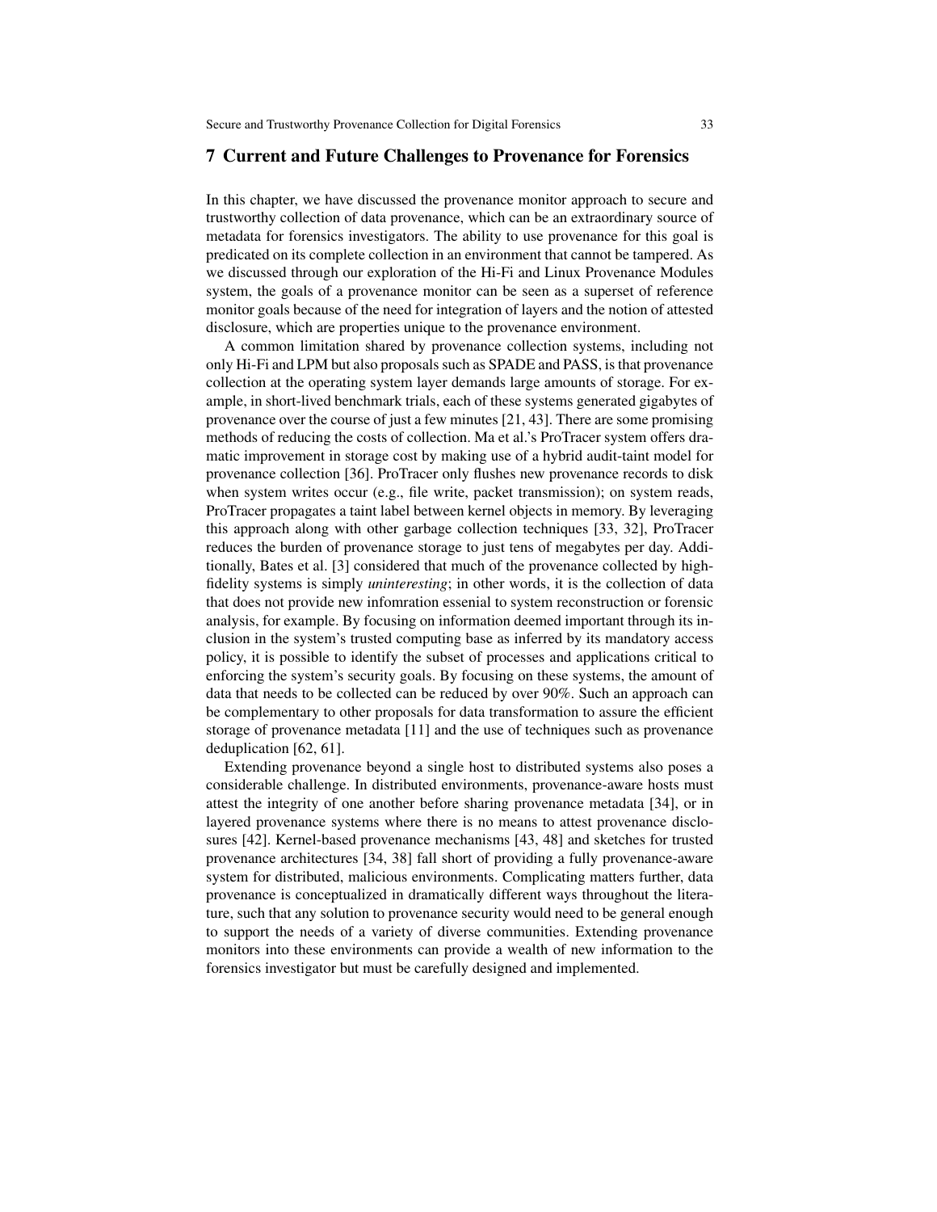## 7 Current and Future Challenges to Provenance for Forensics

In this chapter, we have discussed the provenance monitor approach to secure and trustworthy collection of data provenance, which can be an extraordinary source of metadata for forensics investigators. The ability to use provenance for this goal is predicated on its complete collection in an environment that cannot be tampered. As we discussed through our exploration of the Hi-Fi and Linux Provenance Modules system, the goals of a provenance monitor can be seen as a superset of reference monitor goals because of the need for integration of layers and the notion of attested disclosure, which are properties unique to the provenance environment.

A common limitation shared by provenance collection systems, including not only Hi-Fi and LPM but also proposals such as SPADE and PASS, is that provenance collection at the operating system layer demands large amounts of storage. For example, in short-lived benchmark trials, each of these systems generated gigabytes of provenance over the course of just a few minutes [21, 43]. There are some promising methods of reducing the costs of collection. Ma et al.'s ProTracer system offers dramatic improvement in storage cost by making use of a hybrid audit-taint model for provenance collection [36]. ProTracer only flushes new provenance records to disk when system writes occur (e.g., file write, packet transmission); on system reads, ProTracer propagates a taint label between kernel objects in memory. By leveraging this approach along with other garbage collection techniques [33, 32], ProTracer reduces the burden of provenance storage to just tens of megabytes per day. Additionally, Bates et al. [3] considered that much of the provenance collected by high-fidelity systems is simply *uninteresting*; in other words, it is the collection of data that does not provide new infomration essenial to system reconstruction or forensic analysis, for example. By focusing on information deemed important through its inclusion in the system's trusted computing base as inferred by its mandatory access policy, it is possible to identify the subset of processes and applications critical to enforcing the system's security goals. By focusing on these systems, the amount of data that needs to be collected can be reduced by over 90%. Such an approach can be complementary to other proposals for data transformation to assure the efficient storage of provenance metadata [11] and the use of techniques such as provenance deduplication [62, 61].

Extending provenance beyond a single host to distributed systems also poses a considerable challenge. In distributed environments, provenance-aware hosts must attest the integrity of one another before sharing provenance metadata [34], or in layered provenance systems where there is no means to attest provenance disclosures [42]. Kernel-based provenance mechanisms [43, 48] and sketches for trusted provenance architectures [34, 38] fall short of providing a fully provenance-aware system for distributed, malicious environments. Complicating matters further, data provenance is conceptualized in dramatically different ways throughout the literature, such that any solution to provenance security would need to be general enough to support the needs of a variety of diverse communities. Extending provenance monitors into these environments can provide a wealth of new information to the forensics investigator but must be carefully designed and implemented.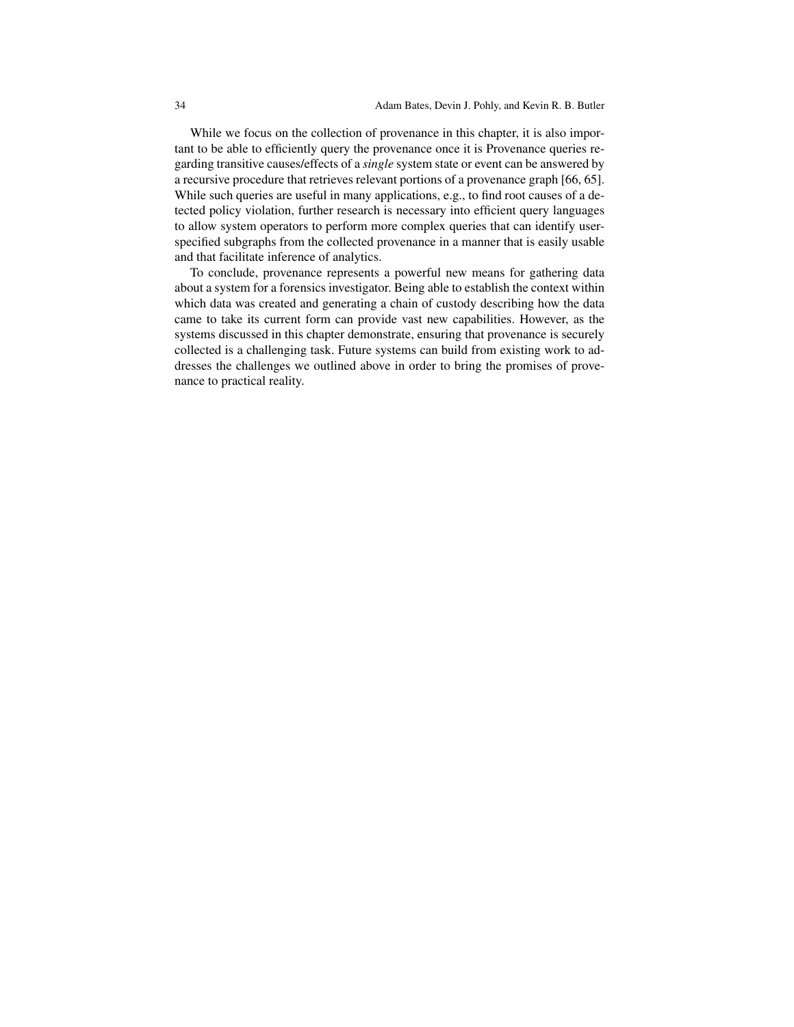While we focus on the collection of provenance in this chapter, it is also important to be able to efficiently query the provenance once it is Provenance queries regarding transitive causes/effects of a *single* system state or event can be answered by a recursive procedure that retrieves relevant portions of a provenance graph [66, 65]. While such queries are useful in many applications, e.g., to find root causes of a detected policy violation, further research is necessary into efficient query languages to allow system operators to perform more complex queries that can identify user-specified subgraphs from the collected provenance in a manner that is easily usable and that facilitate inference of analytics.

To conclude, provenance represents a powerful new means for gathering data about a system for a forensics investigator. Being able to establish the context within which data was created and generating a chain of custody describing how the data came to take its current form can provide vast new capabilities. However, as the systems discussed in this chapter demonstrate, ensuring that provenance is securely collected is a challenging task. Future systems can build from existing work to addresses the challenges we outlined above in order to bring the promises of provenance to practical reality.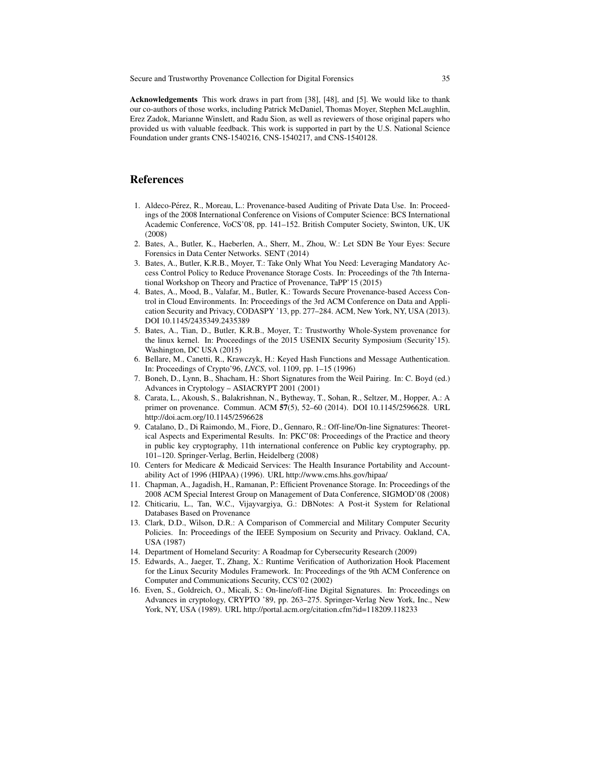**Acknowledgements** This work draws in part from [38], [48], and [5]. We would like to thank our co-authors of those works, including Patrick McDaniel, Thomas Moyer, Stephen McLaughlin, Erez Zadok, Marianne Winslett, and Radu Sion, as well as reviewers of those original papers who provided us with valuable feedback. This work is supported in part by the U.S. National Science Foundation under grants CNS-1540216, CNS-1540217, and CNS-1540128.

## References

1. Aldeco-Pérez, R., Moreau, L.: Provenance-based Auditing of Private Data Use. In: Proceedings of the 2008 International Conference on Visions of Computer Science: BCS International Academic Conference, VoCS'08, pp. 141–152. British Computer Society, Swinton, UK, UK (2008)
2. Bates, A., Butler, K., Haeberlen, A., Sherr, M., Zhou, W.: Let SDN Be Your Eyes: Secure Forensics in Data Center Networks. SENT (2014)
3. Bates, A., Butler, K.R.B., Moyer, T.: Take Only What You Need: Leveraging Mandatory Access Control Policy to Reduce Provenance Storage Costs. In: Proceedings of the 7th International Workshop on Theory and Practice of Provenance, TaPP'15 (2015)
4. Bates, A., Mood, B., Valafar, M., Butler, K.: Towards Secure Provenance-based Access Control in Cloud Environments. In: Proceedings of the 3rd ACM Conference on Data and Application Security and Privacy, CODASPY '13, pp. 277–284. ACM, New York, NY, USA (2013). DOI 10.1145/2435349.2435389
5. Bates, A., Tian, D., Butler, K.R.B., Moyer, T.: Trustworthy Whole-System provenance for the linux kernel. In: Proceedings of the 2015 USENIX Security Symposium (Security'15). Washington, DC USA (2015)
6. Bellare, M., Canetti, R., Krawczyk, H.: Keyed Hash Functions and Message Authentication. In: Proceedings of Crypto'96, *LNCS*, vol. 1109, pp. 1–15 (1996)
7. Boneh, D., Lynn, B., Shacham, H.: Short Signatures from the Weil Pairing. In: C. Boyd (ed.) Advances in Cryptology – ASIACRYPT 2001 (2001)
8. Carata, L., Akoush, S., Balakrishnan, N., Bytheway, T., Sohan, R., Seltzer, M., Hopper, A.: A primer on provenance. Commun. ACM **57**(5), 52–60 (2014). DOI 10.1145/2596628. URL http://doi.acm.org/10.1145/2596628
9. Catalano, D., Di Raimondo, M., Fiore, D., Gennaro, R.: Off-line/On-line Signatures: Theoretical Aspects and Experimental Results. In: PKC'08: Proceedings of the Practice and theory in public key cryptography, 11th international conference on Public key cryptography, pp. 101–120. Springer-Verlag, Berlin, Heidelberg (2008)
10. Centers for Medicare & Medicaid Services: The Health Insurance Portability and Accountability Act of 1996 (HIPAA) (1996). URL http://www.cms.hhs.gov/hipaa/
11. Chapman, A., Jagadish, H., Ramanan, P.: Efficient Provenance Storage. In: Proceedings of the 2008 ACM Special Interest Group on Management of Data Conference, SIGMOD'08 (2008)
12. Chiticariu, L., Tan, W.C., Vijayvargiya, G.: DBNotes: A Post-it System for Relational Databases Based on Provenance
13. Clark, D.D., Wilson, D.R.: A Comparison of Commercial and Military Computer Security Policies. In: Proceedings of the IEEE Symposium on Security and Privacy. Oakland, CA, USA (1987)
14. Department of Homeland Security: A Roadmap for Cybersecurity Research (2009)
15. Edwards, A., Jaeger, T., Zhang, X.: Runtime Verification of Authorization Hook Placement for the Linux Security Modules Framework. In: Proceedings of the 9th ACM Conference on Computer and Communications Security, CCS'02 (2002)
16. Even, S., Goldreich, O., Micali, S.: On-line/off-line Digital Signatures. In: Proceedings on Advances in cryptology, CRYPTO '89, pp. 263–275. Springer-Verlag New York, Inc., New York, NY, USA (1989). URL http://portal.acm.org/citation.cfm?id=118209.118233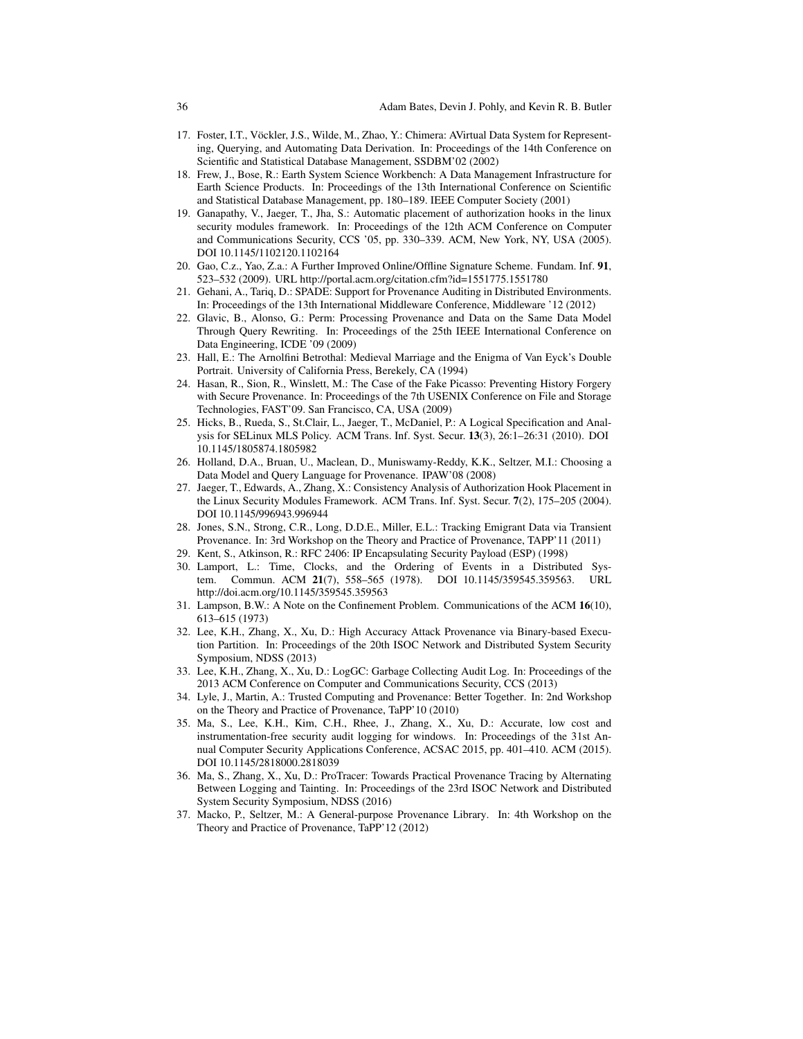17. Foster, I.T., Vöckler, J.S., Wilde, M., Zhao, Y.: Chimera: AVirtual Data System for Representing, Querying, and Automating Data Derivation. In: Proceedings of the 14th Conference on Scientific and Statistical Database Management, SSDBM'02 (2002)
18. Frew, J., Bose, R.: Earth System Science Workbench: A Data Management Infrastructure for Earth Science Products. In: Proceedings of the 13th International Conference on Scientific and Statistical Database Management, pp. 180–189. IEEE Computer Society (2001)
19. Ganapathy, V., Jaeger, T., Jha, S.: Automatic placement of authorization hooks in the linux security modules framework. In: Proceedings of the 12th ACM Conference on Computer and Communications Security, CCS '05, pp. 330–339. ACM, New York, NY, USA (2005). DOI 10.1145/1102120.1102164
20. Gao, C.z., Yao, Z.a.: A Further Improved Online/Offline Signature Scheme. Fundam. Inf. **91**, 523–532 (2009). URL http://portal.acm.org/citation.cfm?id=1551775.1551780
21. Gehani, A., Tariq, D.: SPADE: Support for Provenance Auditing in Distributed Environments. In: Proceedings of the 13th International Middleware Conference, Middleware '12 (2012)
22. Glavic, B., Alonso, G.: Perm: Processing Provenance and Data on the Same Data Model Through Query Rewriting. In: Proceedings of the 25th IEEE International Conference on Data Engineering, ICDE '09 (2009)
23. Hall, E.: The Arnolfini Betrothal: Medieval Marriage and the Enigma of Van Eyck's Double Portrait. University of California Press, Berekely, CA (1994)
24. Hasan, R., Sion, R., Winslett, M.: The Case of the Fake Picasso: Preventing History Forgery with Secure Provenance. In: Proceedings of the 7th USENIX Conference on File and Storage Technologies, FAST'09. San Francisco, CA, USA (2009)
25. Hicks, B., Rueda, S., St.Clair, L., Jaeger, T., McDaniel, P.: A Logical Specification and Analysis for SELinux MLS Policy. ACM Trans. Inf. Syst. Secur. **13**(3), 26:1–26:31 (2010). DOI 10.1145/1805874.1805982
26. Holland, D.A., Bruan, U., Maclean, D., Muniswamy-Reddy, K.K., Seltzer, M.I.: Choosing a Data Model and Query Language for Provenance. IPAW'08 (2008)
27. Jaeger, T., Edwards, A., Zhang, X.: Consistency Analysis of Authorization Hook Placement in the Linux Security Modules Framework. ACM Trans. Inf. Syst. Secur. **7**(2), 175–205 (2004). DOI 10.1145/996943.996944
28. Jones, S.N., Strong, C.R., Long, D.D.E., Miller, E.L.: Tracking Emigrant Data via Transient Provenance. In: 3rd Workshop on the Theory and Practice of Provenance, TAPP'11 (2011)
29. Kent, S., Atkinson, R.: RFC 2406: IP Encapsulating Security Payload (ESP) (1998)
30. Lamport, L.: Time, Clocks, and the Ordering of Events in a Distributed System. Commun. ACM **21**(7), 558–565 (1978). DOI 10.1145/359545.359563. URL http://doi.acm.org/10.1145/359545.359563
31. Lampson, B.W.: A Note on the Confinement Problem. Communications of the ACM **16**(10), 613–615 (1973)
32. Lee, K.H., Zhang, X., Xu, D.: High Accuracy Attack Provenance via Binary-based Execution Partition. In: Proceedings of the 20th ISOC Network and Distributed System Security Symposium, NDSS (2013)
33. Lee, K.H., Zhang, X., Xu, D.: LogGC: Garbage Collecting Audit Log. In: Proceedings of the 2013 ACM Conference on Computer and Communications Security, CCS (2013)
34. Lyle, J., Martin, A.: Trusted Computing and Provenance: Better Together. In: 2nd Workshop on the Theory and Practice of Provenance, TaPP'10 (2010)
35. Ma, S., Lee, K.H., Kim, C.H., Rhee, J., Zhang, X., Xu, D.: Accurate, low cost and instrumentation-free security audit logging for windows. In: Proceedings of the 31st Annual Computer Security Applications Conference, ACSAC 2015, pp. 401–410. ACM (2015). DOI 10.1145/2818000.2818039
36. Ma, S., Zhang, X., Xu, D.: ProTracer: Towards Practical Provenance Tracing by Alternating Between Logging and Tainting. In: Proceedings of the 23rd ISOC Network and Distributed System Security Symposium, NDSS (2016)
37. Macko, P., Seltzer, M.: A General-purpose Provenance Library. In: 4th Workshop on the Theory and Practice of Provenance, TaPP'12 (2012)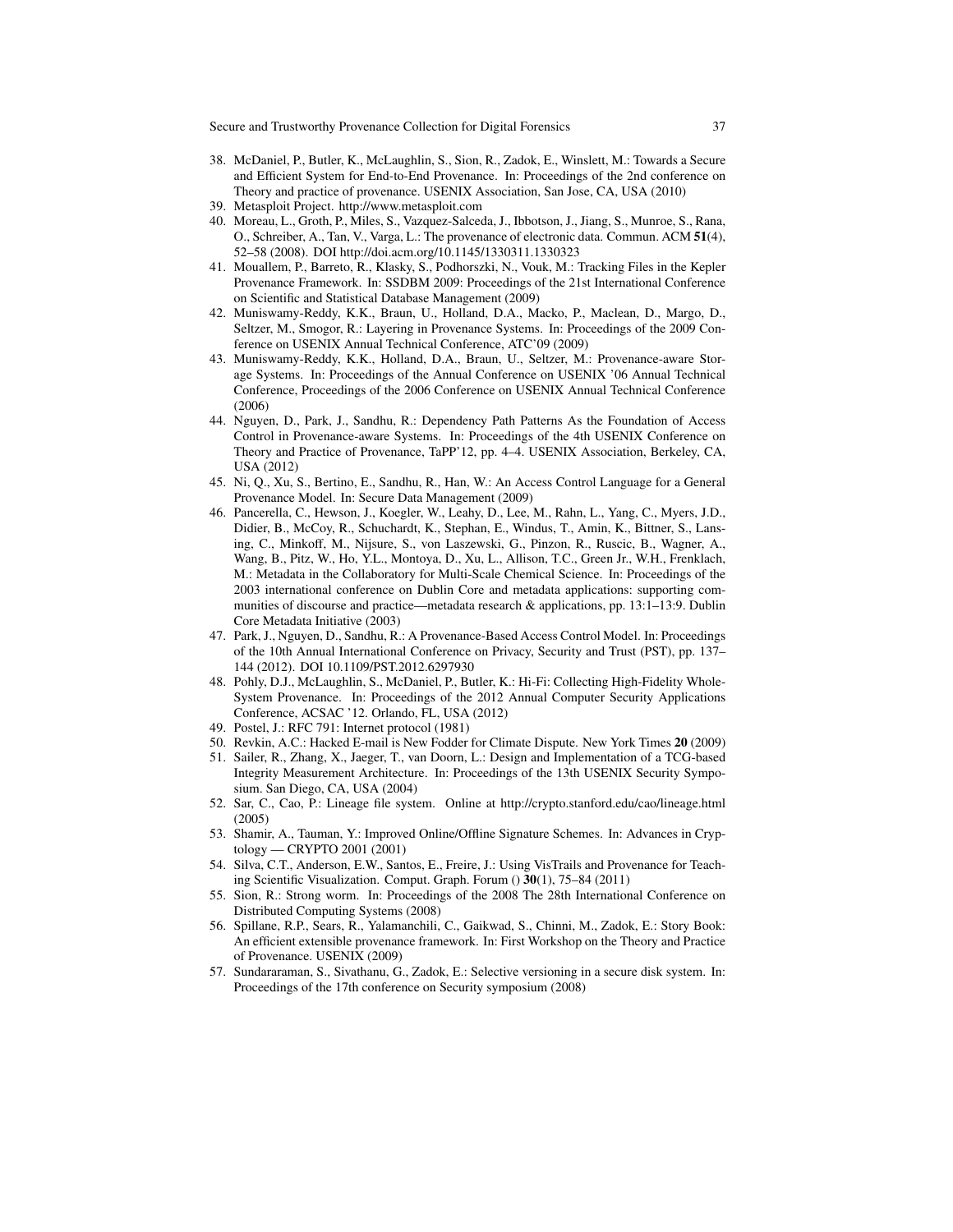38. McDaniel, P., Butler, K., McLaughlin, S., Sion, R., Zadok, E., Winslett, M.: Towards a Secure and Efficient System for End-to-End Provenance. In: Proceedings of the 2nd conference on Theory and practice of provenance. USENIX Association, San Jose, CA, USA (2010)
39. Metasploit Project. http://www.metasploit.com
40. Moreau, L., Groth, P., Miles, S., Vazquez-Salceda, J., Ibbotson, J., Jiang, S., Munroe, S., Rana, O., Schreiber, A., Tan, V., Varga, L.: The provenance of electronic data. Commun. ACM **51**(4), 52–58 (2008). DOI http://doi.acm.org/10.1145/1330311.1330323
41. Mouallem, P., Barreto, R., Klasky, S., Podhorszki, N., Vouk, M.: Tracking Files in the Kepler Provenance Framework. In: SSDBM 2009: Proceedings of the 21st International Conference on Scientific and Statistical Database Management (2009)
42. Muniswamy-Reddy, K.K., Braun, U., Holland, D.A., Macko, P., Maclean, D., Margo, D., Seltzer, M., Smogor, R.: Layering in Provenance Systems. In: Proceedings of the 2009 Conference on USENIX Annual Technical Conference, ATC'09 (2009)
43. Muniswamy-Reddy, K.K., Holland, D.A., Braun, U., Seltzer, M.: Provenance-aware Storage Systems. In: Proceedings of the Annual Conference on USENIX '06 Annual Technical Conference, Proceedings of the 2006 Conference on USENIX Annual Technical Conference (2006)
44. Nguyen, D., Park, J., Sandhu, R.: Dependency Path Patterns As the Foundation of Access Control in Provenance-aware Systems. In: Proceedings of the 4th USENIX Conference on Theory and Practice of Provenance, TaPP'12, pp. 4–4. USENIX Association, Berkeley, CA, USA (2012)
45. Ni, Q., Xu, S., Bertino, E., Sandhu, R., Han, W.: An Access Control Language for a General Provenance Model. In: Secure Data Management (2009)
46. Pancerella, C., Hewson, J., Koegler, W., Leahy, D., Lee, M., Rahn, L., Yang, C., Myers, J.D., Didier, B., McCoy, R., Schuchardt, K., Stephan, E., Windus, T., Amin, K., Bittner, S., Lansing, C., Minkoff, M., Nijsure, S., von Laszewski, G., Pinzon, R., Ruscic, B., Wagner, A., Wang, B., Pitz, W., Ho, Y.L., Montoya, D., Xu, L., Allison, T.C., Green Jr., W.H., Frenklach, M.: Metadata in the Collaboratory for Multi-Scale Chemical Science. In: Proceedings of the 2003 international conference on Dublin Core and metadata applications: supporting communities of discourse and practice—metadata research & applications, pp. 13:1–13:9. Dublin Core Metadata Initiative (2003)
47. Park, J., Nguyen, D., Sandhu, R.: A Provenance-Based Access Control Model. In: Proceedings of the 10th Annual International Conference on Privacy, Security and Trust (PST), pp. 137–144 (2012). DOI 10.1109/PST.2012.6297930
48. Pohly, D.J., McLaughlin, S., McDaniel, P., Butler, K.: Hi-Fi: Collecting High-Fidelity Whole-System Provenance. In: Proceedings of the 2012 Annual Computer Security Applications Conference, ACSAC '12. Orlando, FL, USA (2012)
49. Postel, J.: RFC 791: Internet protocol (1981)
50. Revkin, A.C.: Hacked E-mail is New Fodder for Climate Dispute. New York Times **20** (2009)
51. Sailer, R., Zhang, X., Jaeger, T., van Doorn, L.: Design and Implementation of a TCG-based Integrity Measurement Architecture. In: Proceedings of the 13th USENIX Security Symposium. San Diego, CA, USA (2004)
52. Sar, C., Cao, P.: Lineage file system. Online at http://crypto.stanford.edu/cao/lineage.html (2005)
53. Shamir, A., Tauman, Y.: Improved Online/Offline Signature Schemes. In: Advances in Cryptology — CRYPTO 2001 (2001)
54. Silva, C.T., Anderson, E.W., Santos, E., Freire, J.: Using VisTrails and Provenance for Teaching Scientific Visualization. Comput. Graph. Forum () **30**(1), 75–84 (2011)
55. Sion, R.: Strong worm. In: Proceedings of the 2008 The 28th International Conference on Distributed Computing Systems (2008)
56. Spillane, R.P., Sears, R., Yalamanchili, C., Gaikwad, S., Chinni, M., Zadok, E.: Story Book: An efficient extensible provenance framework. In: First Workshop on the Theory and Practice of Provenance. USENIX (2009)
57. Sundararaman, S., Sivathanu, G., Zadok, E.: Selective versioning in a secure disk system. In: Proceedings of the 17th conference on Security symposium (2008)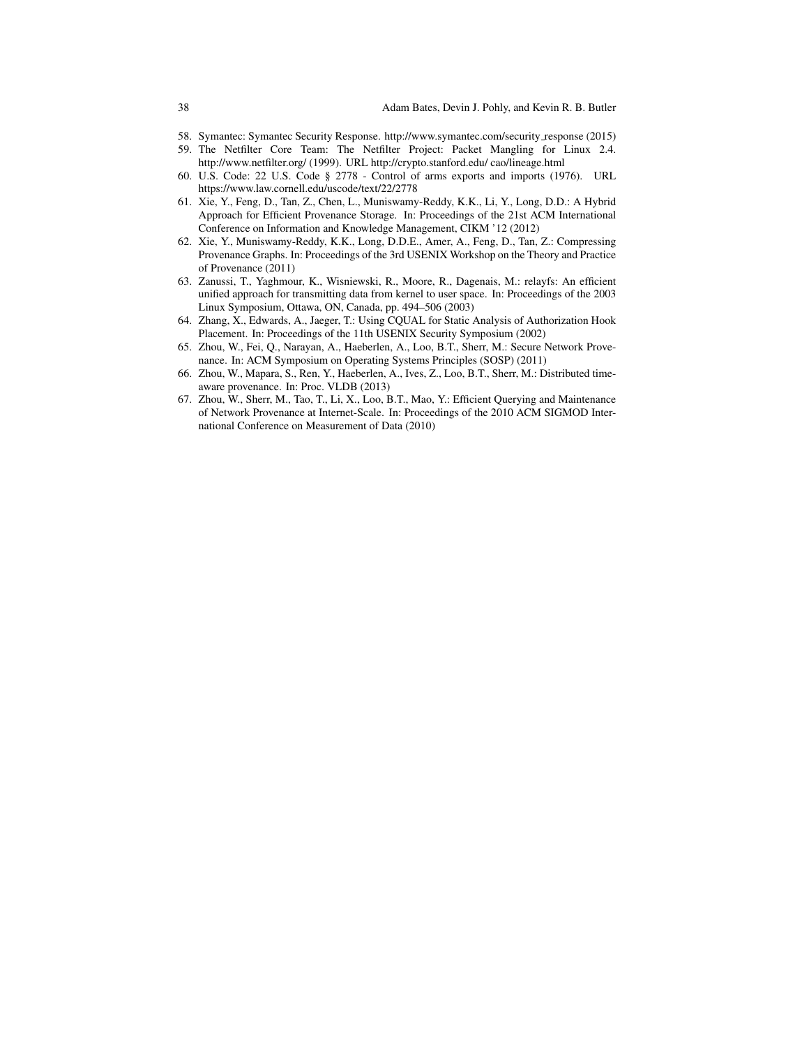58. Symantec: Symantec Security Response. http://www.symantec.com/security_response (2015)
59. The Netfilter Core Team: The Netfilter Project: Packet Mangling for Linux 2.4. http://www.netfilter.org/ (1999). URL http://crypto.stanford.edu/ cao/lineage.html
60. U.S. Code: 22 U.S. Code § 2778 - Control of arms exports and imports (1976). URL https://www.law.cornell.edu/uscode/text/22/2778
61. Xie, Y., Feng, D., Tan, Z., Chen, L., Muniswamy-Reddy, K.K., Li, Y., Long, D.D.: A Hybrid Approach for Efficient Provenance Storage. In: Proceedings of the 21st ACM International Conference on Information and Knowledge Management, CIKM '12 (2012)
62. Xie, Y., Muniswamy-Reddy, K.K., Long, D.D.E., Amer, A., Feng, D., Tan, Z.: Compressing Provenance Graphs. In: Proceedings of the 3rd USENIX Workshop on the Theory and Practice of Provenance (2011)
63. Zanussi, T., Yaghmour, K., Wisniewski, R., Moore, R., Dagenais, M.: relayfs: An efficient unified approach for transmitting data from kernel to user space. In: Proceedings of the 2003 Linux Symposium, Ottawa, ON, Canada, pp. 494–506 (2003)
64. Zhang, X., Edwards, A., Jaeger, T.: Using CQUAL for Static Analysis of Authorization Hook Placement. In: Proceedings of the 11th USENIX Security Symposium (2002)
65. Zhou, W., Fei, Q., Narayan, A., Haeberlen, A., Loo, B.T., Sherr, M.: Secure Network Provenance. In: ACM Symposium on Operating Systems Principles (SOSP) (2011)
66. Zhou, W., Mapara, S., Ren, Y., Haeberlen, A., Ives, Z., Loo, B.T., Sherr, M.: Distributed time-aware provenance. In: Proc. VLDB (2013)
67. Zhou, W., Sherr, M., Tao, T., Li, X., Loo, B.T., Mao, Y.: Efficient Querying and Maintenance of Network Provenance at Internet-Scale. In: Proceedings of the 2010 ACM SIGMOD International Conference on Measurement of Data (2010)